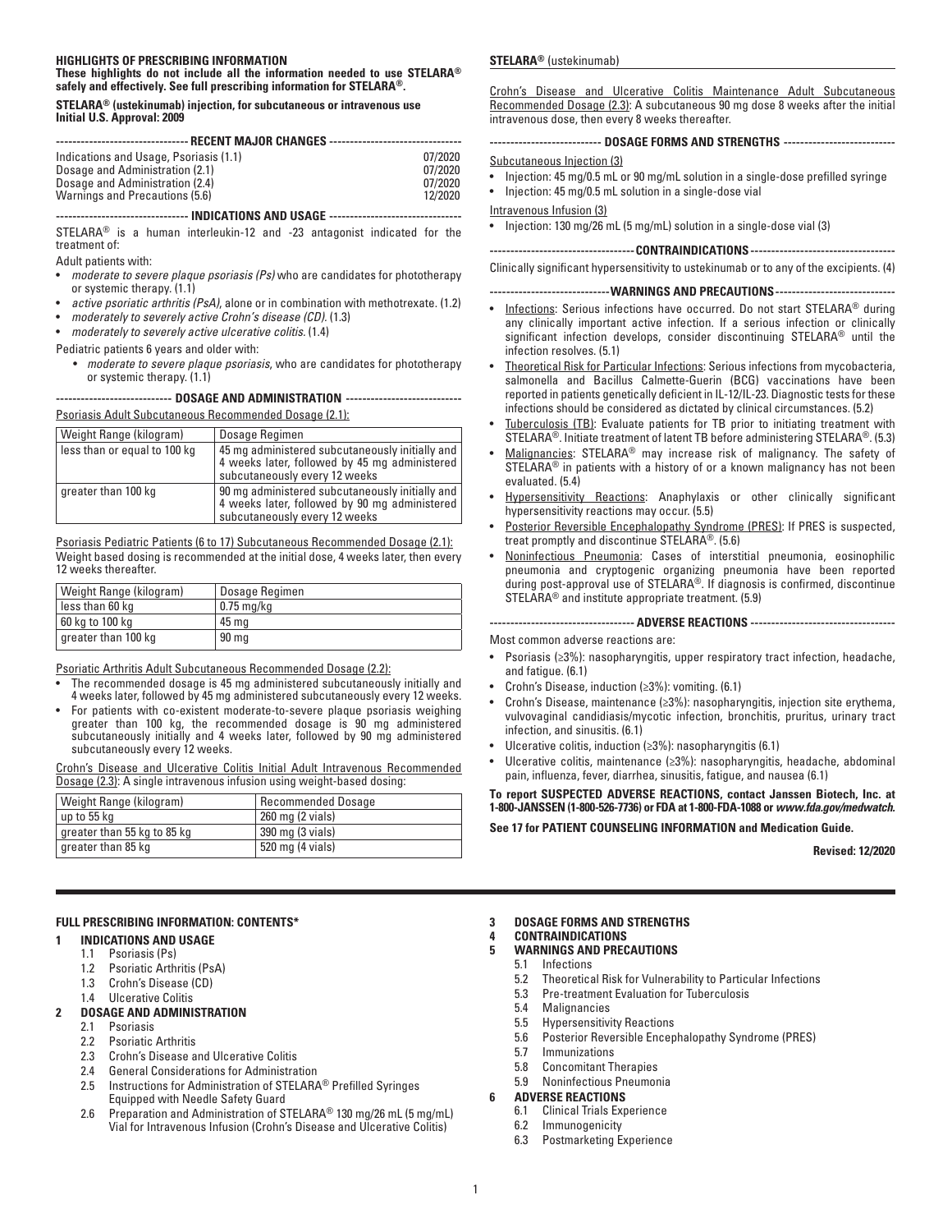**HIGHLIGHTS OF PRESCRIBING INFORMATION**
**These highlights do not include all the information needed to use STELARA® safely and effectively. See full prescribing information for STELARA®.**

**STELARA® (ustekinumab) injection, for subcutaneous or intravenous use**
**Initial U.S. Approval: 2009**

**RECENT MAJOR CHANGES**

| | |
|---|---|
| Indications and Usage, Psoriasis (1.1) | 07/2020 |
| Dosage and Administration (2.1) | 07/2020 |
| Dosage and Administration (2.4) | 07/2020 |
| Warnings and Precautions (5.6) | 12/2020 |

**INDICATIONS AND USAGE**

STELARA® is a human interleukin-12 and -23 antagonist indicated for the treatment of:

Adult patients with:

- *moderate to severe plaque psoriasis (Ps)* who are candidates for phototherapy or systemic therapy. (1.1)
- *active psoriatic arthritis (PsA)*, alone or in combination with methotrexate. (1.2)
- *moderately to severely active Crohn's disease (CD)*. (1.3)
- *moderately to severely active ulcerative colitis*. (1.4)

Pediatric patients 6 years and older with:

- *moderate to severe plaque psoriasis*, who are candidates for phototherapy or systemic therapy. (1.1)

**DOSAGE AND ADMINISTRATION**

Psoriasis Adult Subcutaneous Recommended Dosage (2.1):

| Weight Range (kilogram) | Dosage Regimen |
|---|---|
| less than or equal to 100 kg | 45 mg administered subcutaneously initially and 4 weeks later, followed by 45 mg administered subcutaneously every 12 weeks |
| greater than 100 kg | 90 mg administered subcutaneously initially and 4 weeks later, followed by 90 mg administered subcutaneously every 12 weeks |

Psoriasis Pediatric Patients (6 to 17) Subcutaneous Recommended Dosage (2.1):
Weight based dosing is recommended at the initial dose, 4 weeks later, then every 12 weeks thereafter.

| Weight Range (kilogram) | Dosage Regimen |
|---|---|
| less than 60 kg | 0.75 mg/kg |
| 60 kg to 100 kg | 45 mg |
| greater than 100 kg | 90 mg |

Psoriatic Arthritis Adult Subcutaneous Recommended Dosage (2.2):

- The recommended dosage is 45 mg administered subcutaneously initially and 4 weeks later, followed by 45 mg administered subcutaneously every 12 weeks.
- For patients with co-existent moderate-to-severe plaque psoriasis weighing greater than 100 kg, the recommended dosage is 90 mg administered subcutaneously initially and 4 weeks later, followed by 90 mg administered subcutaneously every 12 weeks.

Crohn's Disease and Ulcerative Colitis Initial Adult Intravenous Recommended Dosage (2.3): A single intravenous infusion using weight-based dosing:

| Weight Range (kilogram) | Recommended Dosage |
|---|---|
| up to 55 kg | 260 mg (2 vials) |
| greater than 55 kg to 85 kg | 390 mg (3 vials) |
| greater than 85 kg | 520 mg (4 vials) |

Crohn's Disease and Ulcerative Colitis Maintenance Adult Subcutaneous Recommended Dosage (2.3): A subcutaneous 90 mg dose 8 weeks after the initial intravenous dose, then every 8 weeks thereafter.

**DOSAGE FORMS AND STRENGTHS**

Subcutaneous Injection (3)

- Injection: 45 mg/0.5 mL or 90 mg/mL solution in a single-dose prefilled syringe
- Injection: 45 mg/0.5 mL solution in a single-dose vial

Intravenous Infusion (3)

- Injection: 130 mg/26 mL (5 mg/mL) solution in a single-dose vial (3)

**CONTRAINDICATIONS**

Clinically significant hypersensitivity to ustekinumab or to any of the excipients. (4)

**WARNINGS AND PRECAUTIONS**

- Infections: Serious infections have occurred. Do not start STELARA® during any clinically important active infection. If a serious infection or clinically significant infection develops, consider discontinuing STELARA® until the infection resolves. (5.1)
- Theoretical Risk for Particular Infections: Serious infections from mycobacteria, salmonella and Bacillus Calmette-Guerin (BCG) vaccinations have been reported in patients genetically deficient in IL-12/IL-23. Diagnostic tests for these infections should be considered as dictated by clinical circumstances. (5.2)
- Tuberculosis (TB): Evaluate patients for TB prior to initiating treatment with STELARA®. Initiate treatment of latent TB before administering STELARA®. (5.3)
- Malignancies: STELARA® may increase risk of malignancy. The safety of STELARA® in patients with a history of or a known malignancy has not been evaluated. (5.4)
- Hypersensitivity Reactions: Anaphylaxis or other clinically significant hypersensitivity reactions may occur. (5.5)
- Posterior Reversible Encephalopathy Syndrome (PRES): If PRES is suspected, treat promptly and discontinue STELARA®. (5.6)
- Noninfectious Pneumonia: Cases of interstitial pneumonia, eosinophilic pneumonia and cryptogenic organizing pneumonia have been reported during post-approval use of STELARA®. If diagnosis is confirmed, discontinue STELARA® and institute appropriate treatment. (5.9)

**ADVERSE REACTIONS**

Most common adverse reactions are:

- Psoriasis (≥3%): nasopharyngitis, upper respiratory tract infection, headache, and fatigue. (6.1)
- Crohn's Disease, induction (≥3%): vomiting. (6.1)
- Crohn's Disease, maintenance (≥3%): nasopharyngitis, injection site erythema, vulvovaginal candidiasis/mycotic infection, bronchitis, pruritus, urinary tract infection, and sinusitis. (6.1)
- Ulcerative colitis, induction (≥3%): nasopharyngitis (6.1)
- Ulcerative colitis, maintenance (≥3%): nasopharyngitis, headache, abdominal pain, influenza, fever, diarrhea, sinusitis, fatigue, and nausea (6.1)

**To report SUSPECTED ADVERSE REACTIONS, contact Janssen Biotech, Inc. at 1-800-JANSSEN (1-800-526-7736) or FDA at 1-800-FDA-1088 or *www.fda.gov/medwatch*.**

**See 17 for PATIENT COUNSELING INFORMATION and Medication Guide.**

**Revised: 12/2020**

---

**FULL PRESCRIBING INFORMATION: CONTENTS***

**1 INDICATIONS AND USAGE**
- 1.1 Psoriasis (Ps)
- 1.2 Psoriatic Arthritis (PsA)
- 1.3 Crohn's Disease (CD)
- 1.4 Ulcerative Colitis

**2 DOSAGE AND ADMINISTRATION**
- 2.1 Psoriasis
- 2.2 Psoriatic Arthritis
- 2.3 Crohn's Disease and Ulcerative Colitis
- 2.4 General Considerations for Administration
- 2.5 Instructions for Administration of STELARA® Prefilled Syringes Equipped with Needle Safety Guard
- 2.6 Preparation and Administration of STELARA® 130 mg/26 mL (5 mg/mL) Vial for Intravenous Infusion (Crohn's Disease and Ulcerative Colitis)

**3 DOSAGE FORMS AND STRENGTHS**

**4 CONTRAINDICATIONS**

**5 WARNINGS AND PRECAUTIONS**
- 5.1 Infections
- 5.2 Theoretical Risk for Vulnerability to Particular Infections
- 5.3 Pre-treatment Evaluation for Tuberculosis
- 5.4 Malignancies
- 5.5 Hypersensitivity Reactions
- 5.6 Posterior Reversible Encephalopathy Syndrome (PRES)
- 5.7 Immunizations
- 5.8 Concomitant Therapies
- 5.9 Noninfectious Pneumonia

**6 ADVERSE REACTIONS**
- 6.1 Clinical Trials Experience
- 6.2 Immunogenicity
- 6.3 Postmarketing Experience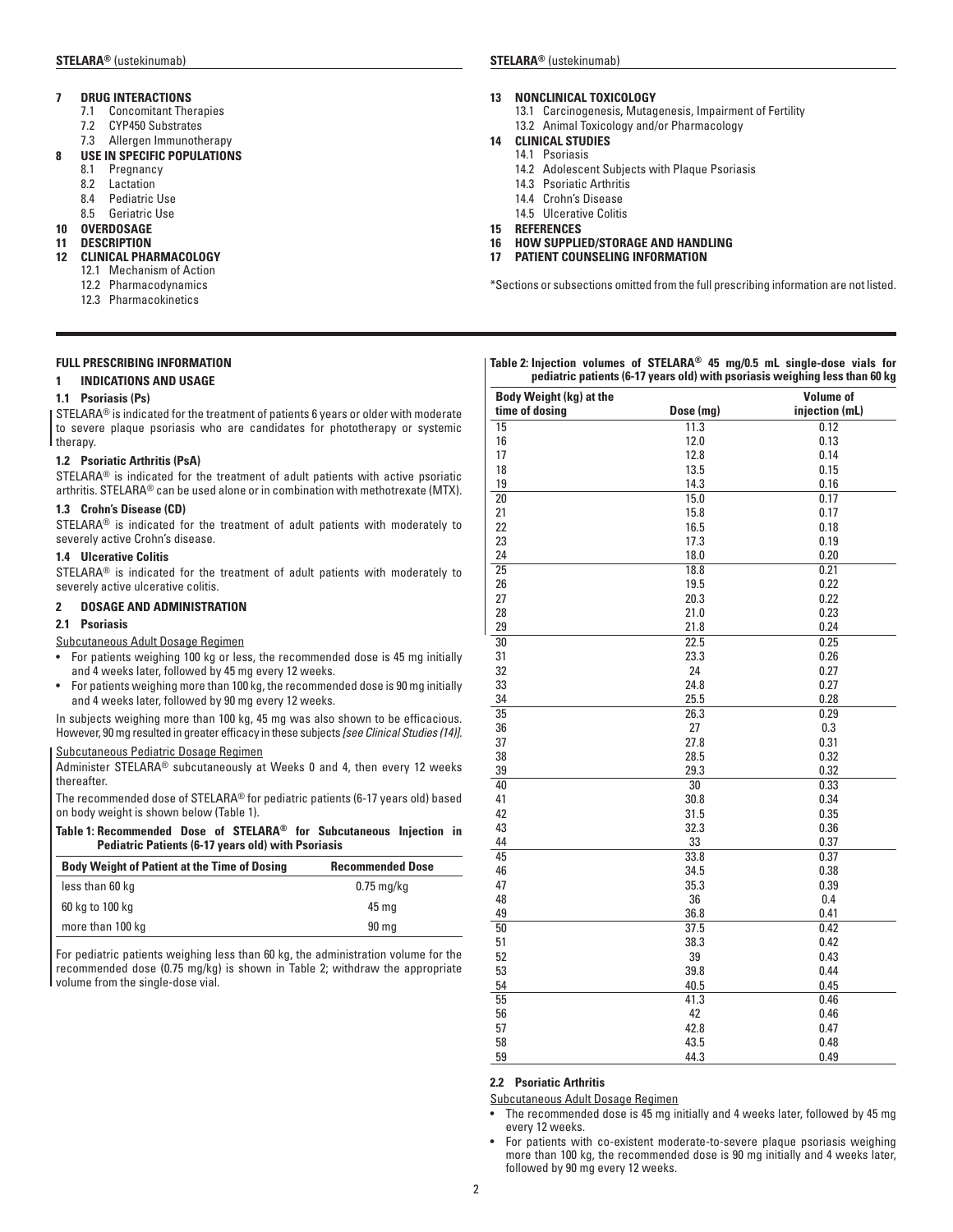7 **DRUG INTERACTIONS**
- 7.1 Concomitant Therapies
- 7.2 CYP450 Substrates
- 7.3 Allergen Immunotherapy

8 **USE IN SPECIFIC POPULATIONS**
- 8.1 Pregnancy
- 8.2 Lactation
- 8.4 Pediatric Use
- 8.5 Geriatric Use

10 **OVERDOSAGE**

11 **DESCRIPTION**

12 **CLINICAL PHARMACOLOGY**
- 12.1 Mechanism of Action
- 12.2 Pharmacodynamics
- 12.3 Pharmacokinetics

13 **NONCLINICAL TOXICOLOGY**
- 13.1 Carcinogenesis, Mutagenesis, Impairment of Fertility
- 13.2 Animal Toxicology and/or Pharmacology

14 **CLINICAL STUDIES**
- 14.1 Psoriasis
- 14.2 Adolescent Subjects with Plaque Psoriasis
- 14.3 Psoriatic Arthritis
- 14.4 Crohn's Disease
- 14.5 Ulcerative Colitis

15 **REFERENCES**

16 **HOW SUPPLIED/STORAGE AND HANDLING**

17 **PATIENT COUNSELING INFORMATION**

*Sections or subsections omitted from the full prescribing information are not listed.

# FULL PRESCRIBING INFORMATION

## 1 INDICATIONS AND USAGE

### 1.1 Psoriasis (Ps)

STELARA® is indicated for the treatment of patients 6 years or older with moderate to severe plaque psoriasis who are candidates for phototherapy or systemic therapy.

### 1.2 Psoriatic Arthritis (PsA)

STELARA® is indicated for the treatment of adult patients with active psoriatic arthritis. STELARA® can be used alone or in combination with methotrexate (MTX).

### 1.3 Crohn's Disease (CD)

STELARA® is indicated for the treatment of adult patients with moderately to severely active Crohn's disease.

### 1.4 Ulcerative Colitis

STELARA® is indicated for the treatment of adult patients with moderately to severely active ulcerative colitis.

## 2 DOSAGE AND ADMINISTRATION

### 2.1 Psoriasis

Subcutaneous Adult Dosage Regimen

- For patients weighing 100 kg or less, the recommended dose is 45 mg initially and 4 weeks later, followed by 45 mg every 12 weeks.
- For patients weighing more than 100 kg, the recommended dose is 90 mg initially and 4 weeks later, followed by 90 mg every 12 weeks.

In subjects weighing more than 100 kg, 45 mg was also shown to be efficacious. However, 90 mg resulted in greater efficacy in these subjects *[see Clinical Studies (14)]*.

Subcutaneous Pediatric Dosage Regimen

Administer STELARA® subcutaneously at Weeks 0 and 4, then every 12 weeks thereafter.

The recommended dose of STELARA® for pediatric patients (6-17 years old) based on body weight is shown below (Table 1).

**Table 1: Recommended Dose of STELARA® for Subcutaneous Injection in Pediatric Patients (6-17 years old) with Psoriasis**

| Body Weight of Patient at the Time of Dosing | Recommended Dose |
|---|---|
| less than 60 kg | 0.75 mg/kg |
| 60 kg to 100 kg | 45 mg |
| more than 100 kg | 90 mg |

For pediatric patients weighing less than 60 kg, the administration volume for the recommended dose (0.75 mg/kg) is shown in Table 2; withdraw the appropriate volume from the single-dose vial.

**Table 2: Injection volumes of STELARA® 45 mg/0.5 mL single-dose vials for pediatric patients (6-17 years old) with psoriasis weighing less than 60 kg**

| Body Weight (kg) at the time of dosing | Dose (mg) | Volume of injection (mL) |
|---|---|---|
| 15 | 11.3 | 0.12 |
| 16 | 12.0 | 0.13 |
| 17 | 12.8 | 0.14 |
| 18 | 13.5 | 0.15 |
| 19 | 14.3 | 0.16 |
| 20 | 15.0 | 0.17 |
| 21 | 15.8 | 0.17 |
| 22 | 16.5 | 0.18 |
| 23 | 17.3 | 0.19 |
| 24 | 18.0 | 0.20 |
| 25 | 18.8 | 0.21 |
| 26 | 19.5 | 0.22 |
| 27 | 20.3 | 0.22 |
| 28 | 21.0 | 0.23 |
| 29 | 21.8 | 0.24 |
| 30 | 22.5 | 0.25 |
| 31 | 23.3 | 0.26 |
| 32 | 24 | 0.27 |
| 33 | 24.8 | 0.27 |
| 34 | 25.5 | 0.28 |
| 35 | 26.3 | 0.29 |
| 36 | 27 | 0.3 |
| 37 | 27.8 | 0.31 |
| 38 | 28.5 | 0.32 |
| 39 | 29.3 | 0.32 |
| 40 | 30 | 0.33 |
| 41 | 30.8 | 0.34 |
| 42 | 31.5 | 0.35 |
| 43 | 32.3 | 0.36 |
| 44 | 33 | 0.37 |
| 45 | 33.8 | 0.37 |
| 46 | 34.5 | 0.38 |
| 47 | 35.3 | 0.39 |
| 48 | 36 | 0.4 |
| 49 | 36.8 | 0.41 |
| 50 | 37.5 | 0.42 |
| 51 | 38.3 | 0.42 |
| 52 | 39 | 0.43 |
| 53 | 39.8 | 0.44 |
| 54 | 40.5 | 0.45 |
| 55 | 41.3 | 0.46 |
| 56 | 42 | 0.46 |
| 57 | 42.8 | 0.47 |
| 58 | 43.5 | 0.48 |
| 59 | 44.3 | 0.49 |

### 2.2 Psoriatic Arthritis

Subcutaneous Adult Dosage Regimen

- The recommended dose is 45 mg initially and 4 weeks later, followed by 45 mg every 12 weeks.
- For patients with co-existent moderate-to-severe plaque psoriasis weighing more than 100 kg, the recommended dose is 90 mg initially and 4 weeks later, followed by 90 mg every 12 weeks.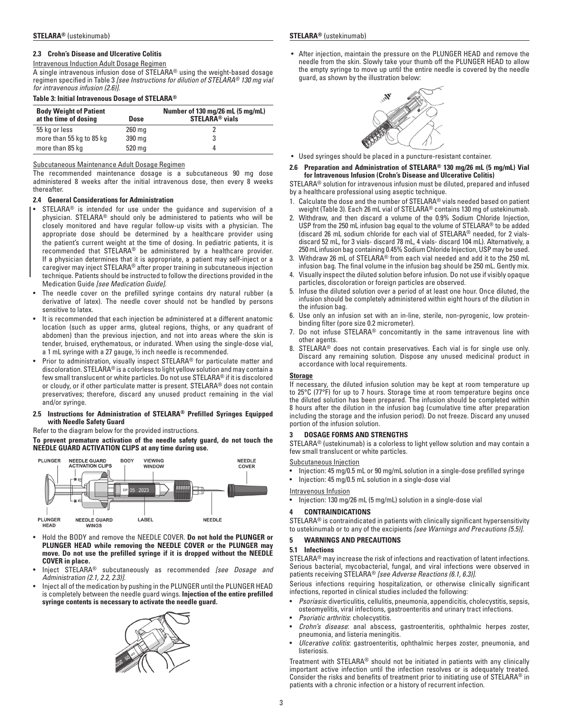### 2.3 Crohn's Disease and Ulcerative Colitis

Intravenous Induction Adult Dosage Regimen

A single intravenous infusion dose of STELARA® using the weight-based dosage regimen specified in Table 3 *[see Instructions for dilution of STELARA® 130 mg vial for intravenous infusion (2.6)]*.

**Table 3: Initial Intravenous Dosage of STELARA®**

| Body Weight of Patient at the time of dosing | Dose | Number of 130 mg/26 mL (5 mg/mL) STELARA® vials |
|---|---|---|
| 55 kg or less | 260 mg | 2 |
| more than 55 kg to 85 kg | 390 mg | 3 |
| more than 85 kg | 520 mg | 4 |

Subcutaneous Maintenance Adult Dosage Regimen

The recommended maintenance dosage is a subcutaneous 90 mg dose administered 8 weeks after the initial intravenous dose, then every 8 weeks thereafter.

### 2.4 General Considerations for Administration

- STELARA® is intended for use under the guidance and supervision of a physician. STELARA® should only be administered to patients who will be closely monitored and have regular follow-up visits with a physician. The appropriate dose should be determined by a healthcare provider using the patient's current weight at the time of dosing. In pediatric patients, it is recommended that STELARA® be administered by a healthcare provider. If a physician determines that it is appropriate, a patient may self-inject or a caregiver may inject STELARA® after proper training in subcutaneous injection technique. Patients should be instructed to follow the directions provided in the Medication Guide *[see Medication Guide]*.
- The needle cover on the prefilled syringe contains dry natural rubber (a derivative of latex). The needle cover should not be handled by persons sensitive to latex.
- It is recommended that each injection be administered at a different anatomic location (such as upper arms, gluteal regions, thighs, or any quadrant of abdomen) than the previous injection, and not into areas where the skin is tender, bruised, erythematous, or indurated. When using the single-dose vial, a 1 mL syringe with a 27 gauge, ½ inch needle is recommended.
- Prior to administration, visually inspect STELARA® for particulate matter and discoloration. STELARA® is a colorless to light yellow solution and may contain a few small translucent or white particles. Do not use STELARA® if it is discolored or cloudy, or if other particulate matter is present. STELARA® does not contain preservatives; therefore, discard any unused product remaining in the vial and/or syringe.

### 2.5 Instructions for Administration of STELARA® Prefilled Syringes Equipped with Needle Safety Guard

Refer to the diagram below for the provided instructions.

**To prevent premature activation of the needle safety guard, do not touch the NEEDLE GUARD ACTIVATION CLIPS at any time during use.**

PLUNGER, NEEDLE GUARD ACTIVATION CLIPS, BODY, VIEWING WINDOW, NEEDLE COVER, PLUNGER HEAD, NEEDLE GUARD WINGS, LABEL, NEEDLE

- Hold the BODY and remove the NEEDLE COVER. **Do not hold the PLUNGER or PLUNGER HEAD while removing the NEEDLE COVER or the PLUNGER may move. Do not use the prefilled syringe if it is dropped without the NEEDLE COVER in place.**
- Inject STELARA® subcutaneously as recommended *[see Dosage and Administration (2.1, 2.2, 2.3)]*.
- Inject all of the medication by pushing in the PLUNGER until the PLUNGER HEAD is completely between the needle guard wings. **Injection of the entire prefilled syringe contents is necessary to activate the needle guard.**
- After injection, maintain the pressure on the PLUNGER HEAD and remove the needle from the skin. Slowly take your thumb off the PLUNGER HEAD to allow the empty syringe to move up until the entire needle is covered by the needle guard, as shown by the illustration below:
- Used syringes should be placed in a puncture-resistant container.

### 2.6 Preparation and Administration of STELARA® 130 mg/26 mL (5 mg/mL) Vial for Intravenous Infusion (Crohn's Disease and Ulcerative Colitis)

STELARA® solution for intravenous infusion must be diluted, prepared and infused by a healthcare professional using aseptic technique.

1. Calculate the dose and the number of STELARA® vials needed based on patient weight (Table 3). Each 26 mL vial of STELARA® contains 130 mg of ustekinumab.
2. Withdraw, and then discard a volume of the 0.9% Sodium Chloride Injection, USP from the 250 mL infusion bag equal to the volume of STELARA® to be added (discard 26 mL sodium chloride for each vial of STELARA® needed, for 2 vials- discard 52 mL, for 3 vials- discard 78 mL, 4 vials- discard 104 mL). Alternatively, a 250 mL infusion bag containing 0.45% Sodium Chloride Injection, USP may be used.
3. Withdraw 26 mL of STELARA® from each vial needed and add it to the 250 mL infusion bag. The final volume in the infusion bag should be 250 mL. Gently mix.
4. Visually inspect the diluted solution before infusion. Do not use if visibly opaque particles, discoloration or foreign particles are observed.
5. Infuse the diluted solution over a period of at least one hour. Once diluted, the infusion should be completely administered within eight hours of the dilution in the infusion bag.
6. Use only an infusion set with an in-line, sterile, non-pyrogenic, low protein-binding filter (pore size 0.2 micrometer).
7. Do not infuse STELARA® concomitantly in the same intravenous line with other agents.
8. STELARA® does not contain preservatives. Each vial is for single use only. Discard any remaining solution. Dispose any unused medicinal product in accordance with local requirements.

**Storage**

If necessary, the diluted infusion solution may be kept at room temperature up to 25°C (77°F) for up to 7 hours. Storage time at room temperature begins once the diluted solution has been prepared. The infusion should be completed within 8 hours after the dilution in the infusion bag (cumulative time after preparation including the storage and the infusion period). Do not freeze. Discard any unused portion of the infusion solution.

## 3 DOSAGE FORMS AND STRENGTHS

STELARA® (ustekinumab) is a colorless to light yellow solution and may contain a few small translucent or white particles.

Subcutaneous Injection

- Injection: 45 mg/0.5 mL or 90 mg/mL solution in a single-dose prefilled syringe
- Injection: 45 mg/0.5 mL solution in a single-dose vial

Intravenous Infusion

- Injection: 130 mg/26 mL (5 mg/mL) solution in a single-dose vial

## 4 CONTRAINDICATIONS

STELARA® is contraindicated in patients with clinically significant hypersensitivity to ustekinumab or to any of the excipients *[see Warnings and Precautions (5.5)]*.

## 5 WARNINGS AND PRECAUTIONS

### 5.1 Infections

STELARA® may increase the risk of infections and reactivation of latent infections. Serious bacterial, mycobacterial, fungal, and viral infections were observed in patients receiving STELARA® *[see Adverse Reactions (6.1, 6.3)]*.

Serious infections requiring hospitalization, or otherwise clinically significant infections, reported in clinical studies included the following:

- *Psoriasis*: diverticulitis, cellulitis, pneumonia, appendicitis, cholecystitis, sepsis, osteomyelitis, viral infections, gastroenteritis and urinary tract infections.
- *Psoriatic arthritis*: cholecystitis.
- *Crohn's disease*: anal abscess, gastroenteritis, ophthalmic herpes zoster, pneumonia, and listeria meningitis.
- *Ulcerative colitis*: gastroenteritis, ophthalmic herpes zoster, pneumonia, and listeriosis.

Treatment with STELARA® should not be initiated in patients with any clinically important active infection until the infection resolves or is adequately treated. Consider the risks and benefits of treatment prior to initiating use of STELARA® in patients with a chronic infection or a history of recurrent infection.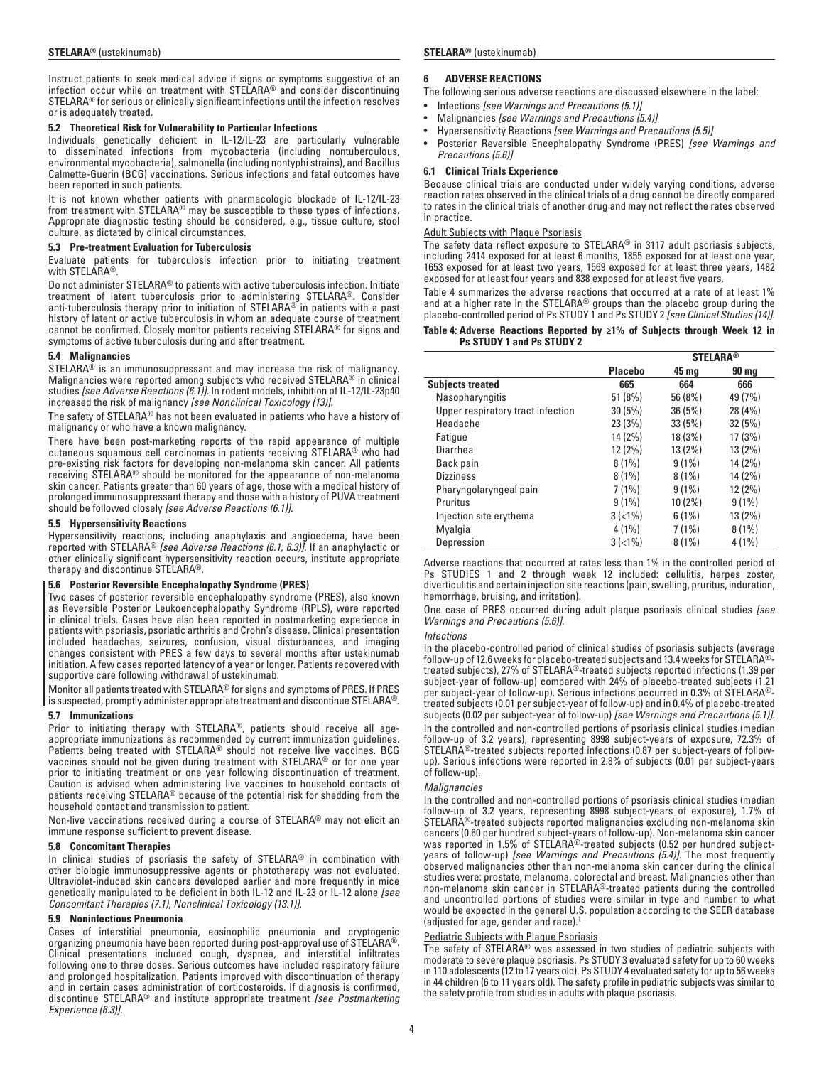Instruct patients to seek medical advice if signs or symptoms suggestive of an infection occur while on treatment with STELARA® and consider discontinuing STELARA® for serious or clinically significant infections until the infection resolves or is adequately treated.

### 5.2 Theoretical Risk for Vulnerability to Particular Infections

Individuals genetically deficient in IL-12/IL-23 are particularly vulnerable to disseminated infections from mycobacteria (including nontuberculous, environmental mycobacteria), salmonella (including nontyphi strains), and Bacillus Calmette-Guerin (BCG) vaccinations. Serious infections and fatal outcomes have been reported in such patients.

It is not known whether patients with pharmacologic blockade of IL-12/IL-23 from treatment with STELARA® may be susceptible to these types of infections. Appropriate diagnostic testing should be considered, e.g., tissue culture, stool culture, as dictated by clinical circumstances.

### 5.3 Pre-treatment Evaluation for Tuberculosis

Evaluate patients for tuberculosis infection prior to initiating treatment with STELARA®.

Do not administer STELARA® to patients with active tuberculosis infection. Initiate treatment of latent tuberculosis prior to administering STELARA®. Consider anti-tuberculosis therapy prior to initiation of STELARA® in patients with a past history of latent or active tuberculosis in whom an adequate course of treatment cannot be confirmed. Closely monitor patients receiving STELARA® for signs and symptoms of active tuberculosis during and after treatment.

### 5.4 Malignancies

STELARA® is an immunosuppressant and may increase the risk of malignancy. Malignancies were reported among subjects who received STELARA® in clinical studies *[see Adverse Reactions (6.1)]*. In rodent models, inhibition of IL-12/IL-23p40 increased the risk of malignancy *[see Nonclinical Toxicology (13)]*.

The safety of STELARA® has not been evaluated in patients who have a history of malignancy or who have a known malignancy.

There have been post-marketing reports of the rapid appearance of multiple cutaneous squamous cell carcinomas in patients receiving STELARA® who had pre-existing risk factors for developing non-melanoma skin cancer. All patients receiving STELARA® should be monitored for the appearance of non-melanoma skin cancer. Patients greater than 60 years of age, those with a medical history of prolonged immunosuppressant therapy and those with a history of PUVA treatment should be followed closely *[see Adverse Reactions (6.1)]*.

### 5.5 Hypersensitivity Reactions

Hypersensitivity reactions, including anaphylaxis and angioedema, have been reported with STELARA® *[see Adverse Reactions (6.1, 6.3)]*. If an anaphylactic or other clinically significant hypersensitivity reaction occurs, institute appropriate therapy and discontinue STELARA®.

### 5.6 Posterior Reversible Encephalopathy Syndrome (PRES)

Two cases of posterior reversible encephalopathy syndrome (PRES), also known as Reversible Posterior Leukoencephalopathy Syndrome (RPLS), were reported in clinical trials. Cases have also been reported in postmarketing experience in patients with psoriasis, psoriatic arthritis and Crohn's disease. Clinical presentation included headaches, seizures, confusion, visual disturbances, and imaging changes consistent with PRES a few days to several months after ustekinumab initiation. A few cases reported latency of a year or longer. Patients recovered with supportive care following withdrawal of ustekinumab.

Monitor all patients treated with STELARA® for signs and symptoms of PRES. If PRES is suspected, promptly administer appropriate treatment and discontinue STELARA®.

### 5.7 Immunizations

Prior to initiating therapy with STELARA®, patients should receive all age-appropriate immunizations as recommended by current immunization guidelines. Patients being treated with STELARA® should not receive live vaccines. BCG vaccines should not be given during treatment with STELARA® or for one year prior to initiating treatment or one year following discontinuation of treatment. Caution is advised when administering live vaccines to household contacts of patients receiving STELARA® because of the potential risk for shedding from the household contact and transmission to patient.

Non-live vaccinations received during a course of STELARA® may not elicit an immune response sufficient to prevent disease.

### 5.8 Concomitant Therapies

In clinical studies of psoriasis the safety of STELARA® in combination with other biologic immunosuppressive agents or phototherapy was not evaluated. Ultraviolet-induced skin cancers developed earlier and more frequently in mice genetically manipulated to be deficient in both IL-12 and IL-23 or IL-12 alone *[see Concomitant Therapies (7.1), Nonclinical Toxicology (13.1)]*.

### 5.9 Noninfectious Pneumonia

Cases of interstitial pneumonia, eosinophilic pneumonia and cryptogenic organizing pneumonia have been reported during post-approval use of STELARA®. Clinical presentations included cough, dyspnea, and interstitial infiltrates following one to three doses. Serious outcomes have included respiratory failure and prolonged hospitalization. Patients improved with discontinuation of therapy and in certain cases administration of corticosteroids. If diagnosis is confirmed, discontinue STELARA® and institute appropriate treatment *[see Postmarketing Experience (6.3)]*.

## 6 ADVERSE REACTIONS

The following serious adverse reactions are discussed elsewhere in the label:

- Infections *[see Warnings and Precautions (5.1)]*
- Malignancies *[see Warnings and Precautions (5.4)]*
- Hypersensitivity Reactions *[see Warnings and Precautions (5.5)]*
- Posterior Reversible Encephalopathy Syndrome (PRES) *[see Warnings and Precautions (5.6)]*

### 6.1 Clinical Trials Experience

Because clinical trials are conducted under widely varying conditions, adverse reaction rates observed in the clinical trials of a drug cannot be directly compared to rates in the clinical trials of another drug and may not reflect the rates observed in practice.

Adult Subjects with Plaque Psoriasis

The safety data reflect exposure to STELARA® in 3117 adult psoriasis subjects, including 2414 exposed for at least 6 months, 1855 exposed for at least one year, 1653 exposed for at least two years, 1569 exposed for at least three years, 1482 exposed for at least four years and 838 exposed for at least five years.

Table 4 summarizes the adverse reactions that occurred at a rate of at least 1% and at a higher rate in the STELARA® groups than the placebo group during the placebo-controlled period of Ps STUDY 1 and Ps STUDY 2 *[see Clinical Studies (14)]*.

**Table 4: Adverse Reactions Reported by ≥1% of Subjects through Week 12 in Ps STUDY 1 and Ps STUDY 2**

| | | STELARA® | |
|---|---|---|---|
| | **Placebo** | **45 mg** | **90 mg** |
| **Subjects treated** | **665** | **664** | **666** |
| Nasopharyngitis | 51 (8%) | 56 (8%) | 49 (7%) |
| Upper respiratory tract infection | 30 (5%) | 36 (5%) | 28 (4%) |
| Headache | 23 (3%) | 33 (5%) | 32 (5%) |
| Fatigue | 14 (2%) | 18 (3%) | 17 (3%) |
| Diarrhea | 12 (2%) | 13 (2%) | 13 (2%) |
| Back pain | 8 (1%) | 9 (1%) | 14 (2%) |
| Dizziness | 8 (1%) | 8 (1%) | 14 (2%) |
| Pharyngolaryngeal pain | 7 (1%) | 9 (1%) | 12 (2%) |
| Pruritus | 9 (1%) | 10 (2%) | 9 (1%) |
| Injection site erythema | 3 (<1%) | 6 (1%) | 13 (2%) |
| Myalgia | 4 (1%) | 7 (1%) | 8 (1%) |
| Depression | 3 (<1%) | 8 (1%) | 4 (1%) |

Adverse reactions that occurred at rates less than 1% in the controlled period of Ps STUDIES 1 and 2 through week 12 included: cellulitis, herpes zoster, diverticulitis and certain injection site reactions (pain, swelling, pruritus, induration, hemorrhage, bruising, and irritation).

One case of PRES occurred during adult plaque psoriasis clinical studies *[see Warnings and Precautions (5.6)]*.

*Infections*

In the placebo-controlled period of clinical studies of psoriasis subjects (average follow-up of 12.6 weeks for placebo-treated subjects and 13.4 weeks for STELARA®-treated subjects), 27% of STELARA®-treated subjects reported infections (1.39 per subject-year of follow-up) compared with 24% of placebo-treated subjects (1.21 per subject-year of follow-up). Serious infections occurred in 0.3% of STELARA®-treated subjects (0.01 per subject-year of follow-up) and in 0.4% of placebo-treated subjects (0.02 per subject-year of follow-up) *[see Warnings and Precautions (5.1)]*.

In the controlled and non-controlled portions of psoriasis clinical studies (median follow-up of 3.2 years), representing 8998 subject-years of exposure, 72.3% of STELARA®-treated subjects reported infections (0.87 per subject-years of follow-up). Serious infections were reported in 2.8% of subjects (0.01 per subject-years of follow-up).

*Malignancies*

In the controlled and non-controlled portions of psoriasis clinical studies (median follow-up of 3.2 years, representing 8998 subject-years of exposure), 1.7% of STELARA®-treated subjects reported malignancies excluding non-melanoma skin cancers (0.60 per hundred subject-years of follow-up). Non-melanoma skin cancer was reported in 1.5% of STELARA®-treated subjects (0.52 per hundred subject-years of follow-up) *[see Warnings and Precautions (5.4)]*. The most frequently observed malignancies other than non-melanoma skin cancer during the clinical studies were: prostate, melanoma, colorectal and breast. Malignancies other than non-melanoma skin cancer in STELARA®-treated patients during the controlled and uncontrolled portions of studies were similar in type and number to what would be expected in the general U.S. population according to the SEER database (adjusted for age, gender and race).[1]

Pediatric Subjects with Plaque Psoriasis

The safety of STELARA® was assessed in two studies of pediatric subjects with moderate to severe plaque psoriasis. Ps STUDY 3 evaluated safety for up to 60 weeks in 110 adolescents (12 to 17 years old). Ps STUDY 4 evaluated safety for up to 56 weeks in 44 children (6 to 11 years old). The safety profile in pediatric subjects was similar to the safety profile from studies in adults with plaque psoriasis.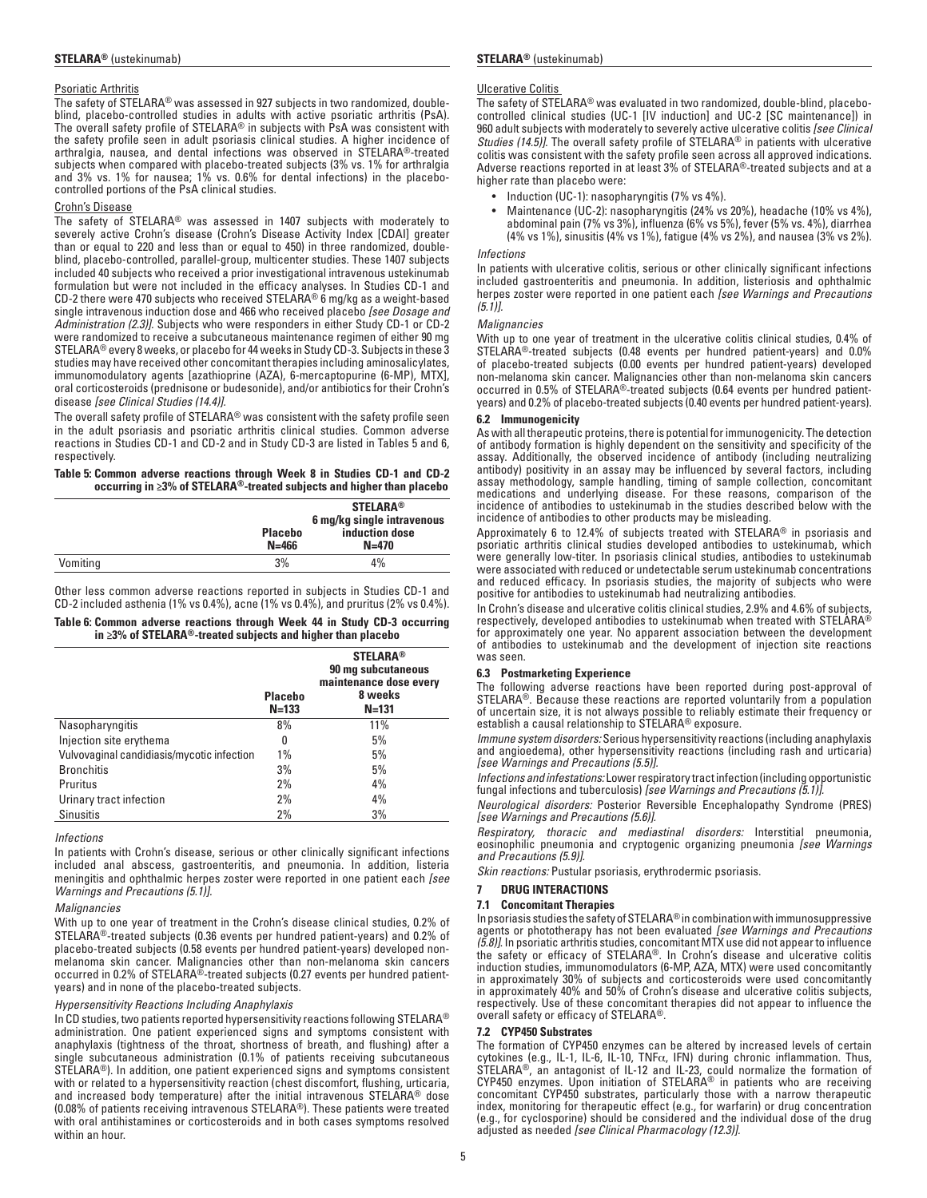#### Psoriatic Arthritis

The safety of STELARA® was assessed in 927 subjects in two randomized, double-blind, placebo-controlled studies in adults with active psoriatic arthritis (PsA). The overall safety profile of STELARA® in subjects with PsA was consistent with the safety profile seen in adult psoriasis clinical studies. A higher incidence of arthralgia, nausea, and dental infections was observed in STELARA®-treated subjects when compared with placebo-treated subjects (3% vs. 1% for arthralgia and 3% vs. 1% for nausea; 1% vs. 0.6% for dental infections) in the placebo-controlled portions of the PsA clinical studies.

#### Crohn's Disease

The safety of STELARA® was assessed in 1407 subjects with moderately to severely active Crohn's disease (Crohn's Disease Activity Index [CDAI] greater than or equal to 220 and less than or equal to 450) in three randomized, double-blind, placebo-controlled, parallel-group, multicenter studies. These 1407 subjects included 40 subjects who received a prior investigational intravenous ustekinumab formulation but were not included in the efficacy analyses. In Studies CD-1 and CD-2 there were 470 subjects who received STELARA® 6 mg/kg as a weight-based single intravenous induction dose and 466 who received placebo *[see Dosage and Administration (2.3)]*. Subjects who were responders in either Study CD-1 or CD-2 were randomized to receive a subcutaneous maintenance regimen of either 90 mg STELARA® every 8 weeks, or placebo for 44 weeks in Study CD-3. Subjects in these 3 studies may have received other concomitant therapies including aminosalicylates, immunomodulatory agents [azathioprine (AZA), 6-mercaptopurine (6-MP), MTX], oral corticosteroids (prednisone or budesonide), and/or antibiotics for their Crohn's disease *[see Clinical Studies (14.4)]*.

The overall safety profile of STELARA® was consistent with the safety profile seen in the adult psoriasis and psoriatic arthritis clinical studies. Common adverse reactions in Studies CD-1 and CD-2 and in Study CD-3 are listed in Tables 5 and 6, respectively.

**Table 5: Common adverse reactions through Week 8 in Studies CD-1 and CD-2 occurring in ≥3% of STELARA®-treated subjects and higher than placebo**

| | Placebo N=466 | STELARA® 6 mg/kg single intravenous induction dose N=470 |
|---|---|---|
| Vomiting | 3% | 4% |

Other less common adverse reactions reported in subjects in Studies CD-1 and CD-2 included asthenia (1% vs 0.4%), acne (1% vs 0.4%), and pruritus (2% vs 0.4%).

**Table 6: Common adverse reactions through Week 44 in Study CD-3 occurring in ≥3% of STELARA®-treated subjects and higher than placebo**

| | Placebo N=133 | STELARA® 90 mg subcutaneous maintenance dose every 8 weeks N=131 |
|---|---|---|
| Nasopharyngitis | 8% | 11% |
| Injection site erythema | 0 | 5% |
| Vulvovaginal candidiasis/mycotic infection | 1% | 5% |
| Bronchitis | 3% | 5% |
| Pruritus | 2% | 4% |
| Urinary tract infection | 2% | 4% |
| Sinusitis | 2% | 3% |

*Infections*

In patients with Crohn's disease, serious or other clinically significant infections included anal abscess, gastroenteritis, and pneumonia. In addition, listeria meningitis and ophthalmic herpes zoster were reported in one patient each *[see Warnings and Precautions (5.1)]*.

*Malignancies*

With up to one year of treatment in the Crohn's disease clinical studies, 0.2% of STELARA®-treated subjects (0.36 events per hundred patient-years) and 0.2% of placebo-treated subjects (0.58 events per hundred patient-years) developed non-melanoma skin cancer. Malignancies other than non-melanoma skin cancers occurred in 0.2% of STELARA®-treated subjects (0.27 events per hundred patient-years) and in none of the placebo-treated subjects.

*Hypersensitivity Reactions Including Anaphylaxis*

In CD studies, two patients reported hypersensitivity reactions following STELARA® administration. One patient experienced signs and symptoms consistent with anaphylaxis (tightness of the throat, shortness of breath, and flushing) after a single subcutaneous administration (0.1% of patients receiving subcutaneous STELARA®). In addition, one patient experienced signs and symptoms consistent with or related to a hypersensitivity reaction (chest discomfort, flushing, urticaria, and increased body temperature) after the initial intravenous STELARA® dose (0.08% of patients receiving intravenous STELARA®). These patients were treated with oral antihistamines or corticosteroids and in both cases symptoms resolved within an hour.

#### Ulcerative Colitis

The safety of STELARA® was evaluated in two randomized, double-blind, placebo-controlled clinical studies (UC-1 [IV induction] and UC-2 [SC maintenance]) in 960 adult subjects with moderately to severely active ulcerative colitis *[see Clinical Studies (14.5)]*. The overall safety profile of STELARA® in patients with ulcerative colitis was consistent with the safety profile seen across all approved indications. Adverse reactions reported in at least 3% of STELARA®-treated subjects and at a higher rate than placebo were:

- Induction (UC-1): nasopharyngitis (7% vs 4%).
- Maintenance (UC-2): nasopharyngitis (24% vs 20%), headache (10% vs 4%), abdominal pain (7% vs 3%), influenza (6% vs 5%), fever (5% vs. 4%), diarrhea (4% vs 1%), sinusitis (4% vs 1%), fatigue (4% vs 2%), and nausea (3% vs 2%).

*Infections*

In patients with ulcerative colitis, serious or other clinically significant infections included gastroenteritis and pneumonia. In addition, listeriosis and ophthalmic herpes zoster were reported in one patient each *[see Warnings and Precautions (5.1)]*.

*Malignancies*

With up to one year of treatment in the ulcerative colitis clinical studies, 0.4% of STELARA®-treated subjects (0.48 events per hundred patient-years) and 0.0% of placebo-treated subjects (0.00 events per hundred patient-years) developed non-melanoma skin cancer. Malignancies other than non-melanoma skin cancers occurred in 0.5% of STELARA®-treated subjects (0.64 events per hundred patient-years) and 0.2% of placebo-treated subjects (0.40 events per hundred patient-years).

### 6.2 Immunogenicity

As with all therapeutic proteins, there is potential for immunogenicity. The detection of antibody formation is highly dependent on the sensitivity and specificity of the assay. Additionally, the observed incidence of antibody (including neutralizing antibody) positivity in an assay may be influenced by several factors, including assay methodology, sample handling, timing of sample collection, concomitant medications and underlying disease. For these reasons, comparison of the incidence of antibodies to ustekinumab in the studies described below with the incidence of antibodies to other products may be misleading.

Approximately 6 to 12.4% of subjects treated with STELARA® in psoriasis and psoriatic arthritis clinical studies developed antibodies to ustekinumab, which were generally low-titer. In psoriasis clinical studies, antibodies to ustekinumab were associated with reduced or undetectable serum ustekinumab concentrations and reduced efficacy. In psoriasis studies, the majority of subjects who were positive for antibodies to ustekinumab had neutralizing antibodies.

In Crohn's disease and ulcerative colitis clinical studies, 2.9% and 4.6% of subjects, respectively, developed antibodies to ustekinumab when treated with STELARA® for approximately one year. No apparent association between the development of antibodies to ustekinumab and the development of injection site reactions was seen.

### 6.3 Postmarketing Experience

The following adverse reactions have been reported during post-approval of STELARA®. Because these reactions are reported voluntarily from a population of uncertain size, it is not always possible to reliably estimate their frequency or establish a causal relationship to STELARA® exposure.

*Immune system disorders:* Serious hypersensitivity reactions (including anaphylaxis and angioedema), other hypersensitivity reactions (including rash and urticaria) *[see Warnings and Precautions (5.5)]*.

*Infections and infestations:* Lower respiratory tract infection (including opportunistic fungal infections and tuberculosis) *[see Warnings and Precautions (5.1)]*.

*Neurological disorders:* Posterior Reversible Encephalopathy Syndrome (PRES) *[see Warnings and Precautions (5.6)]*.

*Respiratory, thoracic and mediastinal disorders:* Interstitial pneumonia, eosinophilic pneumonia and cryptogenic organizing pneumonia *[see Warnings and Precautions (5.9)]*.

*Skin reactions:* Pustular psoriasis, erythrodermic psoriasis.

## 7 DRUG INTERACTIONS

### 7.1 Concomitant Therapies

In psoriasis studies the safety of STELARA® in combination with immunosuppressive agents or phototherapy has not been evaluated *[see Warnings and Precautions (5.8)]*. In psoriatic arthritis studies, concomitant MTX use did not appear to influence the safety or efficacy of STELARA®. In Crohn's disease and ulcerative colitis induction studies, immunomodulators (6-MP, AZA, MTX) were used concomitantly in approximately 30% of subjects and corticosteroids were used concomitantly in approximately 40% and 50% of Crohn's disease and ulcerative colitis subjects, respectively. Use of these concomitant therapies did not appear to influence the overall safety or efficacy of STELARA®.

### 7.2 CYP450 Substrates

The formation of CYP450 enzymes can be altered by increased levels of certain cytokines (e.g., IL-1, IL-6, IL-10, TNF$\alpha$, IFN) during chronic inflammation. Thus, STELARA®, an antagonist of IL-12 and IL-23, could normalize the formation of CYP450 enzymes. Upon initiation of STELARA® in patients who are receiving concomitant CYP450 substrates, particularly those with a narrow therapeutic index, monitoring for therapeutic effect (e.g., for warfarin) or drug concentration (e.g., for cyclosporine) should be considered and the individual dose of the drug adjusted as needed *[see Clinical Pharmacology (12.3)]*.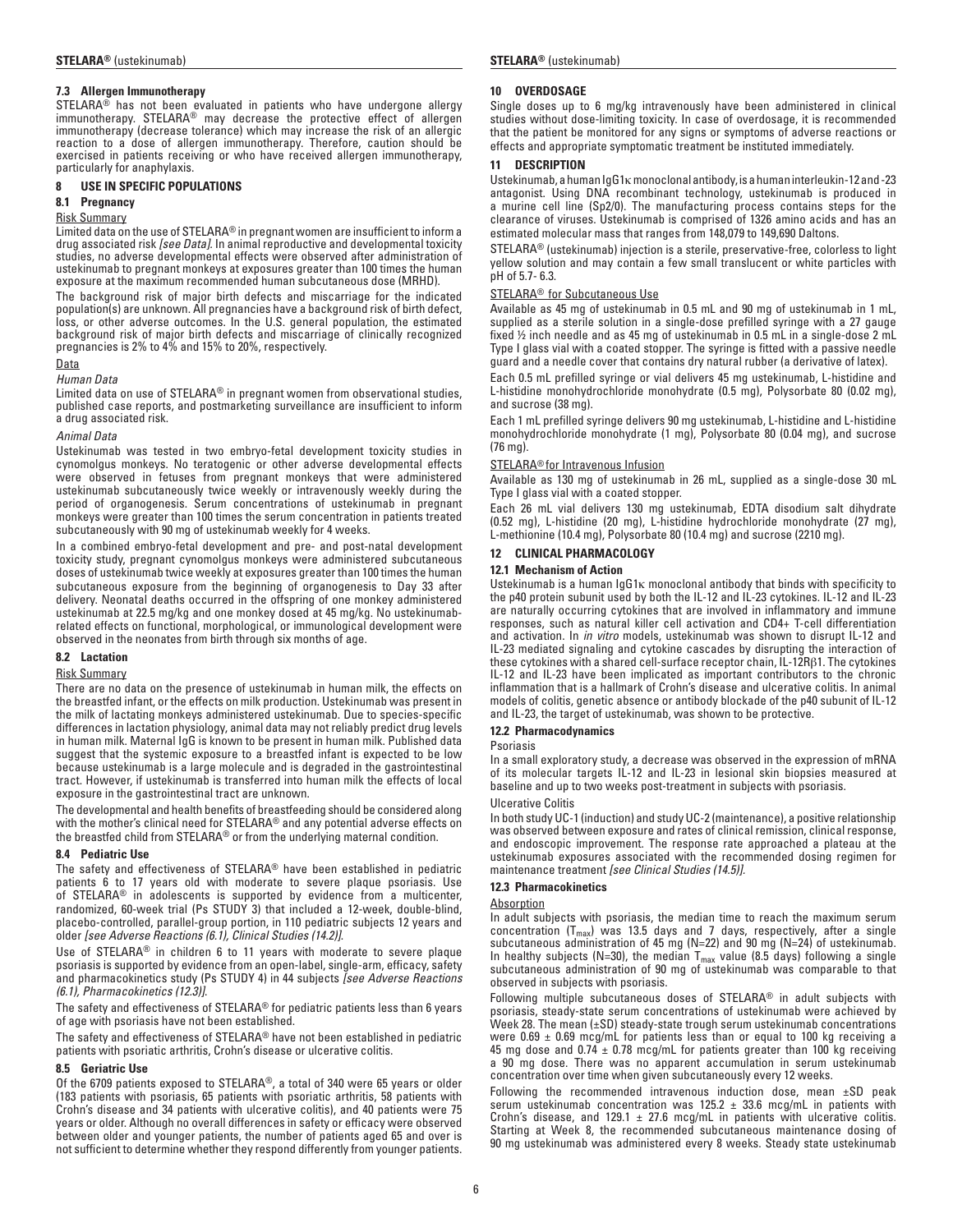### 7.3 Allergen Immunotherapy

STELARA® has not been evaluated in patients who have undergone allergy immunotherapy. STELARA® may decrease the protective effect of allergen immunotherapy (decrease tolerance) which may increase the risk of an allergic reaction to a dose of allergen immunotherapy. Therefore, caution should be exercised in patients receiving or who have received allergen immunotherapy, particularly for anaphylaxis.

## 8 USE IN SPECIFIC POPULATIONS

### 8.1 Pregnancy

Risk Summary

Limited data on the use of STELARA® in pregnant women are insufficient to inform a drug associated risk *[see Data]*. In animal reproductive and developmental toxicity studies, no adverse developmental effects were observed after administration of ustekinumab to pregnant monkeys at exposures greater than 100 times the human exposure at the maximum recommended human subcutaneous dose (MRHD).

The background risk of major birth defects and miscarriage for the indicated population(s) are unknown. All pregnancies have a background risk of birth defect, loss, or other adverse outcomes. In the U.S. general population, the estimated background risk of major birth defects and miscarriage of clinically recognized pregnancies is 2% to 4% and 15% to 20%, respectively.

Data

*Human Data*

Limited data on use of STELARA® in pregnant women from observational studies, published case reports, and postmarketing surveillance are insufficient to inform a drug associated risk.

*Animal Data*

Ustekinumab was tested in two embryo-fetal development toxicity studies in cynomolgus monkeys. No teratogenic or other adverse developmental effects were observed in fetuses from pregnant monkeys that were administered ustekinumab subcutaneously twice weekly or intravenously weekly during the period of organogenesis. Serum concentrations of ustekinumab in pregnant monkeys were greater than 100 times the serum concentration in patients treated subcutaneously with 90 mg of ustekinumab weekly for 4 weeks.

In a combined embryo-fetal development and pre- and post-natal development toxicity study, pregnant cynomolgus monkeys were administered subcutaneous doses of ustekinumab twice weekly at exposures greater than 100 times the human subcutaneous exposure from the beginning of organogenesis to Day 33 after delivery. Neonatal deaths occurred in the offspring of one monkey administered ustekinumab at 22.5 mg/kg and one monkey dosed at 45 mg/kg. No ustekinumab-related effects on functional, morphological, or immunological development were observed in the neonates from birth through six months of age.

### 8.2 Lactation

Risk Summary

There are no data on the presence of ustekinumab in human milk, the effects on the breastfed infant, or the effects on milk production. Ustekinumab was present in the milk of lactating monkeys administered ustekinumab. Due to species-specific differences in lactation physiology, animal data may not reliably predict drug levels in human milk. Maternal IgG is known to be present in human milk. Published data suggest that the systemic exposure to a breastfed infant is expected to be low because ustekinumab is a large molecule and is degraded in the gastrointestinal tract. However, if ustekinumab is transferred into human milk the effects of local exposure in the gastrointestinal tract are unknown.

The developmental and health benefits of breastfeeding should be considered along with the mother's clinical need for STELARA® and any potential adverse effects on the breastfed child from STELARA® or from the underlying maternal condition.

### 8.4 Pediatric Use

The safety and effectiveness of STELARA® have been established in pediatric patients 6 to 17 years old with moderate to severe plaque psoriasis. Use of STELARA® in adolescents is supported by evidence from a multicenter, randomized, 60-week trial (Ps STUDY 3) that included a 12-week, double-blind, placebo-controlled, parallel-group portion, in 110 pediatric subjects 12 years and older *[see Adverse Reactions (6.1), Clinical Studies (14.2)]*.

Use of STELARA® in children 6 to 11 years with moderate to severe plaque psoriasis is supported by evidence from an open-label, single-arm, efficacy, safety and pharmacokinetics study (Ps STUDY 4) in 44 subjects *[see Adverse Reactions (6.1), Pharmacokinetics (12.3)]*.

The safety and effectiveness of STELARA® for pediatric patients less than 6 years of age with psoriasis have not been established.

The safety and effectiveness of STELARA® have not been established in pediatric patients with psoriatic arthritis, Crohn's disease or ulcerative colitis.

### 8.5 Geriatric Use

Of the 6709 patients exposed to STELARA®, a total of 340 were 65 years or older (183 patients with psoriasis, 65 patients with psoriatic arthritis, 58 patients with Crohn's disease and 34 patients with ulcerative colitis), and 40 patients were 75 years or older. Although no overall differences in safety or efficacy were observed between older and younger patients, the number of patients aged 65 and over is not sufficient to determine whether they respond differently from younger patients.

## 10 OVERDOSAGE

Single doses up to 6 mg/kg intravenously have been administered in clinical studies without dose-limiting toxicity. In case of overdosage, it is recommended that the patient be monitored for any signs or symptoms of adverse reactions or effects and appropriate symptomatic treatment be instituted immediately.

## 11 DESCRIPTION

Ustekinumab, a human IgG1κ monoclonal antibody, is a human interleukin-12 and -23 antagonist. Using DNA recombinant technology, ustekinumab is produced in a murine cell line (Sp2/0). The manufacturing process contains steps for the clearance of viruses. Ustekinumab is comprised of 1326 amino acids and has an estimated molecular mass that ranges from 148,079 to 149,690 Daltons.

STELARA® (ustekinumab) injection is a sterile, preservative-free, colorless to light yellow solution and may contain a few small translucent or white particles with pH of 5.7- 6.3.

STELARA® for Subcutaneous Use

Available as 45 mg of ustekinumab in 0.5 mL and 90 mg of ustekinumab in 1 mL, supplied as a sterile solution in a single-dose prefilled syringe with a 27 gauge fixed ½ inch needle and as 45 mg of ustekinumab in 0.5 mL in a single-dose 2 mL Type I glass vial with a coated stopper. The syringe is fitted with a passive needle guard and a needle cover that contains dry natural rubber (a derivative of latex).

Each 0.5 mL prefilled syringe or vial delivers 45 mg ustekinumab, L-histidine and L-histidine monohydrochloride monohydrate (0.5 mg), Polysorbate 80 (0.02 mg), and sucrose (38 mg).

Each 1 mL prefilled syringe delivers 90 mg ustekinumab, L-histidine and L-histidine monohydrochloride monohydrate (1 mg), Polysorbate 80 (0.04 mg), and sucrose (76 mg).

STELARA® for Intravenous Infusion

Available as 130 mg of ustekinumab in 26 mL, supplied as a single-dose 30 mL Type I glass vial with a coated stopper.

Each 26 mL vial delivers 130 mg ustekinumab, EDTA disodium salt dihydrate (0.52 mg), L-histidine (20 mg), L-histidine hydrochloride monohydrate (27 mg), L-methionine (10.4 mg), Polysorbate 80 (10.4 mg) and sucrose (2210 mg).

## 12 CLINICAL PHARMACOLOGY

### 12.1 Mechanism of Action

Ustekinumab is a human IgG1κ monoclonal antibody that binds with specificity to the p40 protein subunit used by both the IL-12 and IL-23 cytokines. IL-12 and IL-23 are naturally occurring cytokines that are involved in inflammatory and immune responses, such as natural killer cell activation and CD4+ T-cell differentiation and activation. In *in vitro* models, ustekinumab was shown to disrupt IL-12 and IL-23 mediated signaling and cytokine cascades by disrupting the interaction of these cytokines with a shared cell-surface receptor chain, IL-12Rβ1. The cytokines IL-12 and IL-23 have been implicated as important contributors to the chronic inflammation that is a hallmark of Crohn's disease and ulcerative colitis. In animal models of colitis, genetic absence or antibody blockade of the p40 subunit of IL-12 and IL-23, the target of ustekinumab, was shown to be protective.

### 12.2 Pharmacodynamics

Psoriasis

In a small exploratory study, a decrease was observed in the expression of mRNA of its molecular targets IL-12 and IL-23 in lesional skin biopsies measured at baseline and up to two weeks post-treatment in subjects with psoriasis.

Ulcerative Colitis

In both study UC-1 (induction) and study UC-2 (maintenance), a positive relationship was observed between exposure and rates of clinical remission, clinical response, and endoscopic improvement. The response rate approached a plateau at the ustekinumab exposures associated with the recommended dosing regimen for maintenance treatment *[see Clinical Studies (14.5)]*.

### 12.3 Pharmacokinetics

Absorption

In adult subjects with psoriasis, the median time to reach the maximum serum concentration ($T_{max}$) was 13.5 days and 7 days, respectively, after a single subcutaneous administration of 45 mg (N=22) and 90 mg (N=24) of ustekinumab. In healthy subjects (N=30), the median $T_{max}$ value (8.5 days) following a single subcutaneous administration of 90 mg of ustekinumab was comparable to that observed in subjects with psoriasis.

Following multiple subcutaneous doses of STELARA® in adult subjects with psoriasis, steady-state serum concentrations of ustekinumab were achieved by Week 28. The mean (±SD) steady-state trough serum ustekinumab concentrations were 0.69 ± 0.69 mcg/mL for patients less than or equal to 100 kg receiving a 45 mg dose and 0.74 ± 0.78 mcg/mL for patients greater than 100 kg receiving a 90 mg dose. There was no apparent accumulation in serum ustekinumab concentration over time when given subcutaneously every 12 weeks.

Following the recommended intravenous induction dose, mean ±SD peak serum ustekinumab concentration was 125.2 ± 33.6 mcg/mL in patients with Crohn's disease, and 129.1 ± 27.6 mcg/mL in patients with ulcerative colitis. Starting at Week 8, the recommended subcutaneous maintenance dosing of 90 mg ustekinumab was administered every 8 weeks. Steady state ustekinumab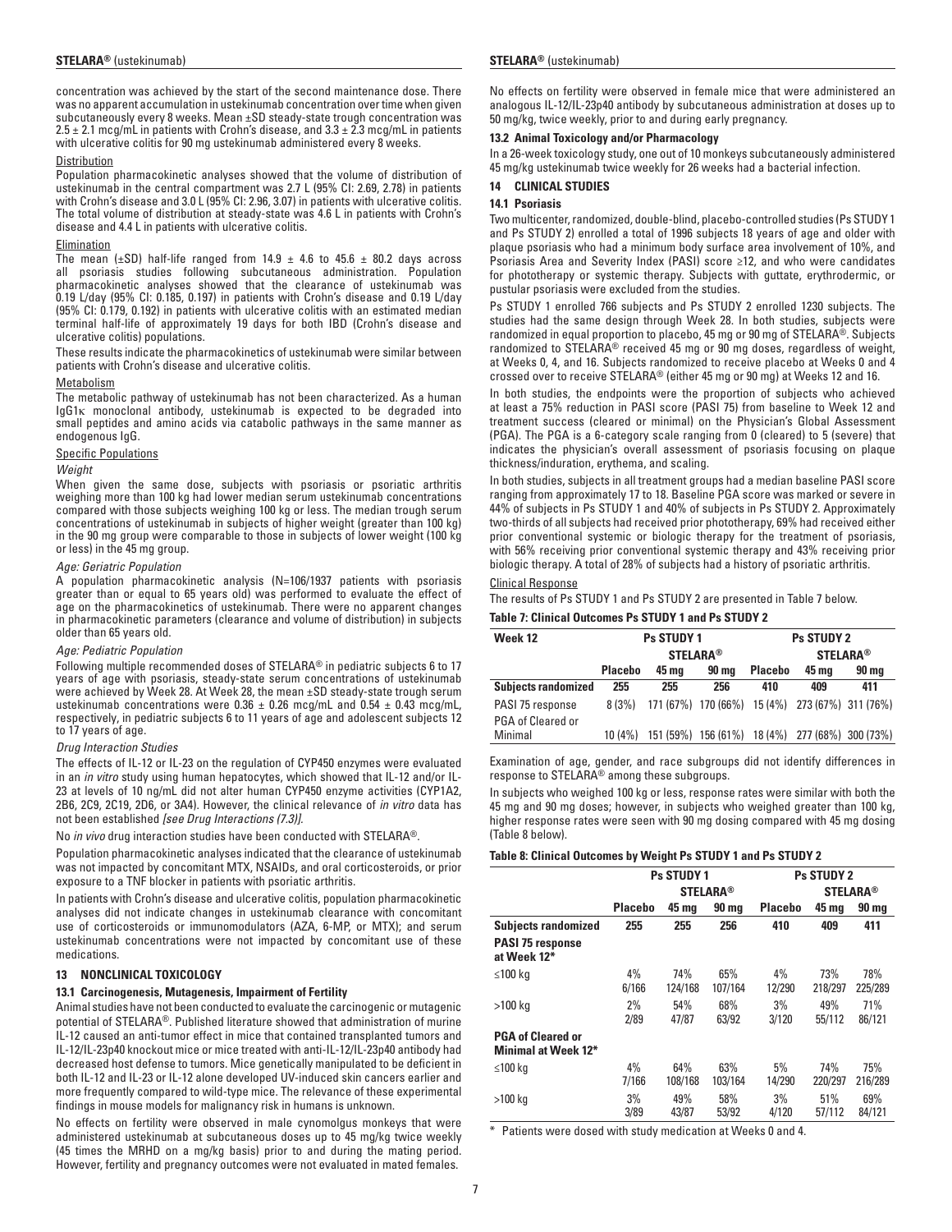concentration was achieved by the start of the second maintenance dose. There was no apparent accumulation in ustekinumab concentration over time when given subcutaneously every 8 weeks. Mean ±SD steady-state trough concentration was 2.5 ± 2.1 mcg/mL in patients with Crohn's disease, and 3.3 ± 2.3 mcg/mL in patients with ulcerative colitis for 90 mg ustekinumab administered every 8 weeks.

Distribution

Population pharmacokinetic analyses showed that the volume of distribution of ustekinumab in the central compartment was 2.7 L (95% CI: 2.69, 2.78) in patients with Crohn's disease and 3.0 L (95% CI: 2.96, 3.07) in patients with ulcerative colitis. The total volume of distribution at steady-state was 4.6 L in patients with Crohn's disease and 4.4 L in patients with ulcerative colitis.

Elimination

The mean (±SD) half-life ranged from 14.9 ± 4.6 to 45.6 ± 80.2 days across all psoriasis studies following subcutaneous administration. Population pharmacokinetic analyses showed that the clearance of ustekinumab was 0.19 L/day (95% CI: 0.185, 0.197) in patients with Crohn's disease and 0.19 L/day (95% CI: 0.179, 0.192) in patients with ulcerative colitis with an estimated median terminal half-life of approximately 19 days for both IBD (Crohn's disease and ulcerative colitis) populations.

These results indicate the pharmacokinetics of ustekinumab were similar between patients with Crohn's disease and ulcerative colitis.

Metabolism

The metabolic pathway of ustekinumab has not been characterized. As a human IgG1κ monoclonal antibody, ustekinumab is expected to be degraded into small peptides and amino acids via catabolic pathways in the same manner as endogenous IgG.

Specific Populations

*Weight*

When given the same dose, subjects with psoriasis or psoriatic arthritis weighing more than 100 kg had lower median serum ustekinumab concentrations compared with those subjects weighing 100 kg or less. The median trough serum concentrations of ustekinumab in subjects of higher weight (greater than 100 kg) in the 90 mg group were comparable to those in subjects of lower weight (100 kg or less) in the 45 mg group.

*Age: Geriatric Population*

A population pharmacokinetic analysis (N=106/1937 patients with psoriasis greater than or equal to 65 years old) was performed to evaluate the effect of age on the pharmacokinetics of ustekinumab. There were no apparent changes in pharmacokinetic parameters (clearance and volume of distribution) in subjects older than 65 years old.

*Age: Pediatric Population*

Following multiple recommended doses of STELARA® in pediatric subjects 6 to 17 years of age with psoriasis, steady-state serum concentrations of ustekinumab were achieved by Week 28. At Week 28, the mean ±SD steady-state trough serum ustekinumab concentrations were 0.36 ± 0.26 mcg/mL and 0.54 ± 0.43 mcg/mL, respectively, in pediatric subjects 6 to 11 years of age and adolescent subjects 12 to 17 years of age.

*Drug Interaction Studies*

The effects of IL-12 or IL-23 on the regulation of CYP450 enzymes were evaluated in an *in vitro* study using human hepatocytes, which showed that IL-12 and/or IL-23 at levels of 10 ng/mL did not alter human CYP450 enzyme activities (CYP1A2, 2B6, 2C9, 2C19, 2D6, or 3A4). However, the clinical relevance of *in vitro* data has not been established *[see Drug Interactions (7.3)]*.

No *in vivo* drug interaction studies have been conducted with STELARA®.

Population pharmacokinetic analyses indicated that the clearance of ustekinumab was not impacted by concomitant MTX, NSAIDs, and oral corticosteroids, or prior exposure to a TNF blocker in patients with psoriatic arthritis.

In patients with Crohn's disease and ulcerative colitis, population pharmacokinetic analyses did not indicate changes in ustekinumab clearance with concomitant use of corticosteroids or immunomodulators (AZA, 6-MP, or MTX); and serum ustekinumab concentrations were not impacted by concomitant use of these medications.

## 13 NONCLINICAL TOXICOLOGY

### 13.1 Carcinogenesis, Mutagenesis, Impairment of Fertility

Animal studies have not been conducted to evaluate the carcinogenic or mutagenic potential of STELARA®. Published literature showed that administration of murine IL-12 caused an anti-tumor effect in mice that contained transplanted tumors and IL-12/IL-23p40 knockout mice or mice treated with anti-IL-12/IL-23p40 antibody had decreased host defense to tumors. Mice genetically manipulated to be deficient in both IL-12 and IL-23 or IL-12 alone developed UV-induced skin cancers earlier and more frequently compared to wild-type mice. The relevance of these experimental findings in mouse models for malignancy risk in humans is unknown.

No effects on fertility were observed in male cynomolgus monkeys that were administered ustekinumab at subcutaneous doses up to 45 mg/kg twice weekly (45 times the MRHD on a mg/kg basis) prior to and during the mating period. However, fertility and pregnancy outcomes were not evaluated in mated females.

No effects on fertility were observed in female mice that were administered an analogous IL-12/IL-23p40 antibody by subcutaneous administration at doses up to 50 mg/kg, twice weekly, prior to and during early pregnancy.

### 13.2 Animal Toxicology and/or Pharmacology

In a 26-week toxicology study, one out of 10 monkeys subcutaneously administered 45 mg/kg ustekinumab twice weekly for 26 weeks had a bacterial infection.

## 14 CLINICAL STUDIES

### 14.1 Psoriasis

Two multicenter, randomized, double-blind, placebo-controlled studies (Ps STUDY 1 and Ps STUDY 2) enrolled a total of 1996 subjects 18 years of age and older with plaque psoriasis who had a minimum body surface area involvement of 10%, and Psoriasis Area and Severity Index (PASI) score ≥12, and who were candidates for phototherapy or systemic therapy. Subjects with guttate, erythrodermic, or pustular psoriasis were excluded from the studies.

Ps STUDY 1 enrolled 766 subjects and Ps STUDY 2 enrolled 1230 subjects. The studies had the same design through Week 28. In both studies, subjects were randomized in equal proportion to placebo, 45 mg or 90 mg of STELARA®. Subjects randomized to STELARA® received 45 mg or 90 mg doses, regardless of weight, at Weeks 0, 4, and 16. Subjects randomized to receive placebo at Weeks 0 and 4 crossed over to receive STELARA® (either 45 mg or 90 mg) at Weeks 12 and 16.

In both studies, the endpoints were the proportion of subjects who achieved at least a 75% reduction in PASI score (PASI 75) from baseline to Week 12 and treatment success (cleared or minimal) on the Physician's Global Assessment (PGA). The PGA is a 6-category scale ranging from 0 (cleared) to 5 (severe) that indicates the physician's overall assessment of psoriasis focusing on plaque thickness/induration, erythema, and scaling.

In both studies, subjects in all treatment groups had a median baseline PASI score ranging from approximately 17 to 18. Baseline PGA score was marked or severe in 44% of subjects in Ps STUDY 1 and 40% of subjects in Ps STUDY 2. Approximately two-thirds of all subjects had received prior phototherapy, 69% had received either prior conventional systemic or biologic therapy for the treatment of psoriasis, with 56% receiving prior conventional systemic therapy and 43% receiving prior biologic therapy. A total of 28% of subjects had a history of psoriatic arthritis.

Clinical Response

The results of Ps STUDY 1 and Ps STUDY 2 are presented in Table 7 below.

**Table 7: Clinical Outcomes Ps STUDY 1 and Ps STUDY 2**

| Week 12 | Ps STUDY 1 | | | Ps STUDY 2 | | |
|---|---|---|---|---|---|---|
| | | STELARA® | | | STELARA® | |
| | **Placebo** | **45 mg** | **90 mg** | **Placebo** | **45 mg** | **90 mg** |
| **Subjects randomized** | **255** | **255** | **256** | **410** | **409** | **411** |
| PASI 75 response | 8 (3%) | 171 (67%) | 170 (66%) | 15 (4%) | 273 (67%) | 311 (76%) |
| PGA of Cleared or Minimal | 10 (4%) | 151 (59%) | 156 (61%) | 18 (4%) | 277 (68%) | 300 (73%) |

Examination of age, gender, and race subgroups did not identify differences in response to STELARA® among these subgroups.

In subjects who weighed 100 kg or less, response rates were similar with both the 45 mg and 90 mg doses; however, in subjects who weighed greater than 100 kg, higher response rates were seen with 90 mg dosing compared with 45 mg dosing (Table 8 below).

**Table 8: Clinical Outcomes by Weight Ps STUDY 1 and Ps STUDY 2**

| | Ps STUDY 1 | | | Ps STUDY 2 | | |
|---|---|---|---|---|---|---|
| | | STELARA® | | | STELARA® | |
| | **Placebo** | **45 mg** | **90 mg** | **Placebo** | **45 mg** | **90 mg** |
| **Subjects randomized** | **255** | **255** | **256** | **410** | **409** | **411** |
| **PASI 75 response at Week 12*** | | | | | | |
| ≤100 kg | 4% 6/166 | 74% 124/168 | 65% 107/164 | 4% 12/290 | 73% 218/297 | 78% 225/289 |
| >100 kg | 2% 2/89 | 54% 47/87 | 68% 63/92 | 3% 3/120 | 49% 55/112 | 71% 86/121 |
| **PGA of Cleared or Minimal at Week 12*** | | | | | | |
| ≤100 kg | 4% 7/166 | 64% 108/168 | 63% 103/164 | 5% 14/290 | 74% 220/297 | 75% 216/289 |
| >100 kg | 3% 3/89 | 49% 43/87 | 58% 53/92 | 3% 4/120 | 51% 57/112 | 69% 84/121 |

\* Patients were dosed with study medication at Weeks 0 and 4.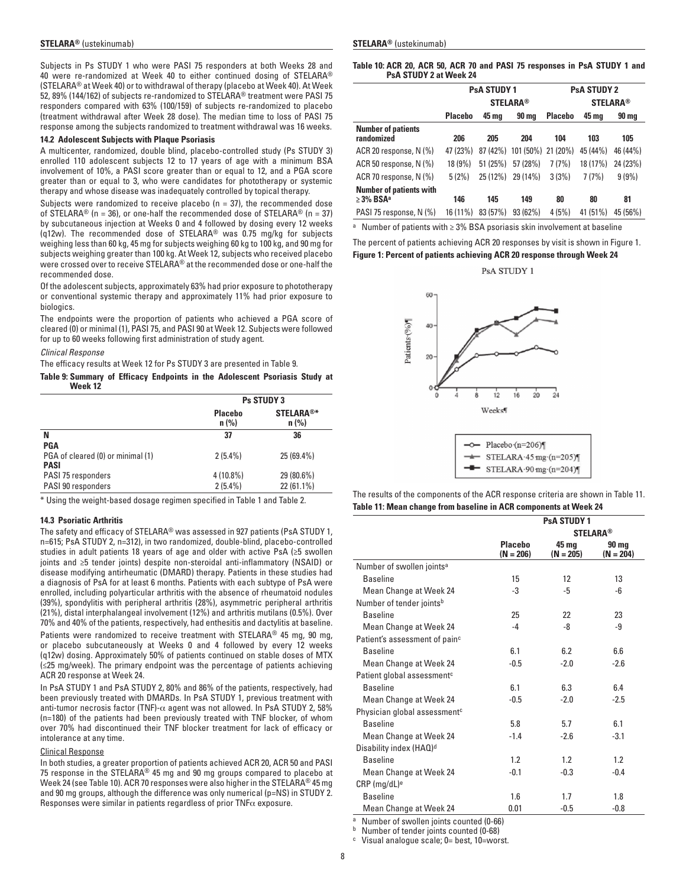Subjects in Ps STUDY 1 who were PASI 75 responders at both Weeks 28 and 40 were re-randomized at Week 40 to either continued dosing of STELARA® (STELARA® at Week 40) or to withdrawal of therapy (placebo at Week 40). At Week 52, 89% (144/162) of subjects re-randomized to STELARA® treatment were PASI 75 responders compared with 63% (100/159) of subjects re-randomized to placebo (treatment withdrawal after Week 28 dose). The median time to loss of PASI 75 response among the subjects randomized to treatment withdrawal was 16 weeks.

### 14.2 Adolescent Subjects with Plaque Psoriasis

A multicenter, randomized, double blind, placebo-controlled study (Ps STUDY 3) enrolled 110 adolescent subjects 12 to 17 years of age with a minimum BSA involvement of 10%, a PASI score greater than or equal to 12, and a PGA score greater than or equal to 3, who were candidates for phototherapy or systemic therapy and whose disease was inadequately controlled by topical therapy.

Subjects were randomized to receive placebo (n = 37), the recommended dose of STELARA® (n = 36), or one-half the recommended dose of STELARA® (n = 37) by subcutaneous injection at Weeks 0 and 4 followed by dosing every 12 weeks (q12w). The recommended dose of STELARA® was 0.75 mg/kg for subjects weighing less than 60 kg, 45 mg for subjects weighing 60 kg to 100 kg, and 90 mg for subjects weighing greater than 100 kg. At Week 12, subjects who received placebo were crossed over to receive STELARA® at the recommended dose or one-half the recommended dose.

Of the adolescent subjects, approximately 63% had prior exposure to phototherapy or conventional systemic therapy and approximately 11% had prior exposure to biologics.

The endpoints were the proportion of patients who achieved a PGA score of cleared (0) or minimal (1), PASI 75, and PASI 90 at Week 12. Subjects were followed for up to 60 weeks following first administration of study agent.

*Clinical Response*

The efficacy results at Week 12 for Ps STUDY 3 are presented in Table 9.

**Table 9: Summary of Efficacy Endpoints in the Adolescent Psoriasis Study at Week 12**

| | Ps STUDY 3 | |
|---|---|---|
| | Placebo n (%) | STELARA®* n (%) |
| **N** | **37** | **36** |
| **PGA** | | |
| PGA of cleared (0) or minimal (1) | 2 (5.4%) | 25 (69.4%) |
| **PASI** | | |
| PASI 75 responders | 4 (10.8%) | 29 (80.6%) |
| PASI 90 responders | 2 (5.4%) | 22 (61.1%) |

\* Using the weight-based dosage regimen specified in Table 1 and Table 2.

### 14.3 Psoriatic Arthritis

The safety and efficacy of STELARA® was assessed in 927 patients (PsA STUDY 1, n=615; PsA STUDY 2, n=312), in two randomized, double-blind, placebo-controlled studies in adult patients 18 years of age and older with active PsA (≥5 swollen joints and ≥5 tender joints) despite non-steroidal anti-inflammatory (NSAID) or disease modifying antirheumatic (DMARD) therapy. Patients in these studies had a diagnosis of PsA for at least 6 months. Patients with each subtype of PsA were enrolled, including polyarticular arthritis with the absence of rheumatoid nodules (39%), spondylitis with peripheral arthritis (28%), asymmetric peripheral arthritis (21%), distal interphalangeal involvement (12%) and arthritis mutilans (0.5%). Over 70% and 40% of the patients, respectively, had enthesitis and dactylitis at baseline.

Patients were randomized to receive treatment with STELARA® 45 mg, 90 mg, or placebo subcutaneously at Weeks 0 and 4 followed by every 12 weeks (q12w) dosing. Approximately 50% of patients continued on stable doses of MTX (≤25 mg/week). The primary endpoint was the percentage of patients achieving ACR 20 response at Week 24.

In PsA STUDY 1 and PsA STUDY 2, 80% and 86% of the patients, respectively, had been previously treated with DMARDs. In PsA STUDY 1, previous treatment with anti-tumor necrosis factor (TNF)-α agent was not allowed. In PsA STUDY 2, 58% (n=180) of the patients had been previously treated with TNF blocker, of whom over 70% had discontinued their TNF blocker treatment for lack of efficacy or intolerance at any time.

Clinical Response

In both studies, a greater proportion of patients achieved ACR 20, ACR 50 and PASI 75 response in the STELARA® 45 mg and 90 mg groups compared to placebo at Week 24 (see Table 10). ACR 70 responses were also higher in the STELARA® 45 mg and 90 mg groups, although the difference was only numerical (p=NS) in STUDY 2. Responses were similar in patients regardless of prior TNFα exposure.

**Table 10: ACR 20, ACR 50, ACR 70 and PASI 75 responses in PsA STUDY 1 and PsA STUDY 2 at Week 24**

| | PsA STUDY 1 | | | PsA STUDY 2 | | |
|---|---|---|---|---|---|---|
| | | STELARA® | | | STELARA® | |
| | Placebo | 45 mg | 90 mg | Placebo | 45 mg | 90 mg |
| **Number of patients randomized** | **206** | **205** | **204** | **104** | **103** | **105** |
| ACR 20 response, N (%) | 47 (23%) | 87 (42%) | 101 (50%) | 21 (20%) | 45 (44%) | 46 (44%) |
| ACR 50 response, N (%) | 18 (9%) | 51 (25%) | 57 (28%) | 7 (7%) | 18 (17%) | 24 (23%) |
| ACR 70 response, N (%) | 5 (2%) | 25 (12%) | 29 (14%) | 3 (3%) | 7 (7%) | 9 (9%) |
| **Number of patients with ≥ 3% BSA[a]** | **146** | **145** | **149** | **80** | **80** | **81** |
| PASI 75 response, N (%) | 16 (11%) | 83 (57%) | 93 (62%) | 4 (5%) | 41 (51%) | 45 (56%) |

[a] Number of patients with ≥ 3% BSA psoriasis skin involvement at baseline

The percent of patients achieving ACR 20 responses by visit is shown in Figure 1.

**Figure 1: Percent of patients achieving ACR 20 response through Week 24**

PsA STUDY 1

The results of the components of the ACR response criteria are shown in Table 11.

**Table 11: Mean change from baseline in ACR components at Week 24**

| | PsA STUDY 1 | | |
|---|---|---|---|
| | | STELARA® | |
| | Placebo (N = 206) | 45 mg (N = 205) | 90 mg (N = 204) |
| Number of swollen joints[a] | | | |
| Baseline | 15 | 12 | 13 |
| Mean Change at Week 24 | -3 | -5 | -6 |
| Number of tender joints[b] | | | |
| Baseline | 25 | 22 | 23 |
| Mean Change at Week 24 | -4 | -8 | -9 |
| Patient's assessment of pain[c] | | | |
| Baseline | 6.1 | 6.2 | 6.6 |
| Mean Change at Week 24 | -0.5 | -2.0 | -2.6 |
| Patient global assessment[c] | | | |
| Baseline | 6.1 | 6.3 | 6.4 |
| Mean Change at Week 24 | -0.5 | -2.0 | -2.5 |
| Physician global assessment[c] | | | |
| Baseline | 5.8 | 5.7 | 6.1 |
| Mean Change at Week 24 | -1.4 | -2.6 | -3.1 |
| Disability index (HAQ)[d] | | | |
| Baseline | 1.2 | 1.2 | 1.2 |
| Mean Change at Week 24 | -0.1 | -0.3 | -0.4 |
| CRP (mg/dL)[e] | | | |
| Baseline | 1.6 | 1.7 | 1.8 |
| Mean Change at Week 24 | 0.01 | -0.5 | -0.8 |

[a] Number of swollen joints counted (0-66)
[b] Number of tender joints counted (0-68)
[c] Visual analogue scale; 0= best, 10=worst.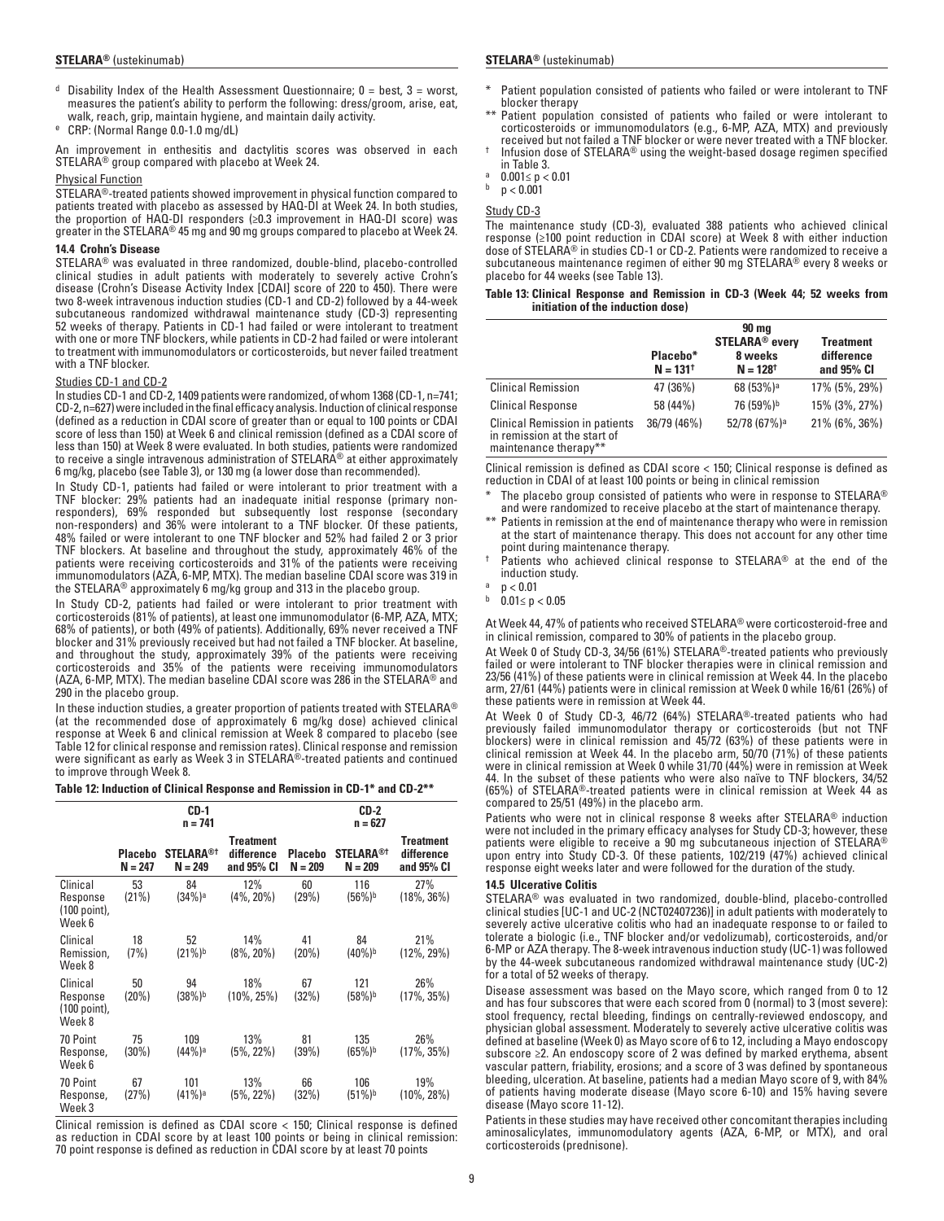[d] Disability Index of the Health Assessment Questionnaire; 0 = best, 3 = worst, measures the patient's ability to perform the following: dress/groom, arise, eat, walk, reach, grip, maintain hygiene, and maintain daily activity.

[e] CRP: (Normal Range 0.0-1.0 mg/dL)

An improvement in enthesitis and dactylitis scores was observed in each STELARA® group compared with placebo at Week 24.

Physical Function

STELARA®-treated patients showed improvement in physical function compared to patients treated with placebo as assessed by HAQ-DI at Week 24. In both studies, the proportion of HAQ-DI responders (≥0.3 improvement in HAQ-DI score) was greater in the STELARA® 45 mg and 90 mg groups compared to placebo at Week 24.

### 14.4 Crohn's Disease

STELARA® was evaluated in three randomized, double-blind, placebo-controlled clinical studies in adult patients with moderately to severely active Crohn's disease (Crohn's Disease Activity Index [CDAI] score of 220 to 450). There were two 8-week intravenous induction studies (CD-1 and CD-2) followed by a 44-week subcutaneous randomized withdrawal maintenance study (CD-3) representing 52 weeks of therapy. Patients in CD-1 had failed or were intolerant to treatment with one or more TNF blockers, while patients in CD-2 had failed or were intolerant to treatment with immunomodulators or corticosteroids, but never failed treatment with a TNF blocker.

Studies CD-1 and CD-2

In studies CD-1 and CD-2, 1409 patients were randomized, of whom 1368 (CD-1, n=741; CD-2, n=627) were included in the final efficacy analysis. Induction of clinical response (defined as a reduction in CDAI score of greater than or equal to 100 points or CDAI score of less than 150) at Week 6 and clinical remission (defined as a CDAI score of less than 150) at Week 8 were evaluated. In both studies, patients were randomized to receive a single intravenous administration of STELARA® at either approximately 6 mg/kg, placebo (see Table 3), or 130 mg (a lower dose than recommended).

In Study CD-1, patients had failed or were intolerant to prior treatment with a TNF blocker: 29% patients had an inadequate initial response (primary non-responders), 69% responded but subsequently lost response (secondary non-responders) and 36% were intolerant to a TNF blocker. Of these patients, 48% failed or were intolerant to one TNF blocker and 52% had failed 2 or 3 prior TNF blockers. At baseline and throughout the study, approximately 46% of the patients were receiving corticosteroids and 31% of the patients were receiving immunomodulators (AZA, 6-MP, MTX). The median baseline CDAI score was 319 in the STELARA® approximately 6 mg/kg group and 313 in the placebo group.

In Study CD-2, patients had failed or were intolerant to prior treatment with corticosteroids (81% of patients), at least one immunomodulator (6-MP, AZA, MTX; 68% of patients), or both (49% of patients). Additionally, 69% never received a TNF blocker and 31% previously received but had not failed a TNF blocker. At baseline, and throughout the study, approximately 39% of the patients were receiving corticosteroids and 35% of the patients were receiving immunomodulators (AZA, 6-MP, MTX). The median baseline CDAI score was 286 in the STELARA® and 290 in the placebo group.

In these induction studies, a greater proportion of patients treated with STELARA® (at the recommended dose of approximately 6 mg/kg dose) achieved clinical response at Week 6 and clinical remission at Week 8 compared to placebo (see Table 12 for clinical response and remission rates). Clinical response and remission were significant as early as Week 3 in STELARA®-treated patients and continued to improve through Week 8.

**Table 12: Induction of Clinical Response and Remission in CD-1* and CD-2****

| | CD-1 n = 741 | | | CD-2 n = 627 | | |
|---|---|---|---|---|---|---|
| | Placebo N = 247 | STELARA®† N = 249 | Treatment difference and 95% CI | Placebo N = 209 | STELARA®† N = 209 | Treatment difference and 95% CI |
| Clinical Response (100 point), Week 6 | 53 (21%) | 84 (34%)[a] | 12% (4%, 20%) | 60 (29%) | 116 (56%)[b] | 27% (18%, 36%) |
| Clinical Remission, Week 8 | 18 (7%) | 52 (21%)[b] | 14% (8%, 20%) | 41 (20%) | 84 (40%)[b] | 21% (12%, 29%) |
| Clinical Response (100 point), Week 8 | 50 (20%) | 94 (38%)[b] | 18% (10%, 25%) | 67 (32%) | 121 (58%)[b] | 26% (17%, 35%) |
| 70 Point Response, Week 6 | 75 (30%) | 109 (44%)[a] | 13% (5%, 22%) | 81 (39%) | 135 (65%)[b] | 26% (17%, 35%) |
| 70 Point Response, Week 3 | 67 (27%) | 101 (41%)[a] | 13% (5%, 22%) | 66 (32%) | 106 (51%)[b] | 19% (10%, 28%) |

Clinical remission is defined as CDAI score < 150; Clinical response is defined as reduction in CDAI score by at least 100 points or being in clinical remission: 70 point response is defined as reduction in CDAI score by at least 70 points

\* Patient population consisted of patients who failed or were intolerant to TNF blocker therapy

\*\* Patient population consisted of patients who failed or were intolerant to corticosteroids or immunomodulators (e.g., 6-MP, AZA, MTX) and previously received but not failed a TNF blocker or were never treated with a TNF blocker.

† Infusion dose of STELARA® using the weight-based dosage regimen specified in Table 3.

[a] $0.001 \leq p < 0.01$

[b] $p < 0.001$

Study CD-3

The maintenance study (CD-3), evaluated 388 patients who achieved clinical response (≥100 point reduction in CDAI score) at Week 8 with either induction dose of STELARA® in studies CD-1 or CD-2. Patients were randomized to receive a subcutaneous maintenance regimen of either 90 mg STELARA® every 8 weeks or placebo for 44 weeks (see Table 13).

**Table 13: Clinical Response and Remission in CD-3 (Week 44; 52 weeks from initiation of the induction dose)**

| | Placebo* N = 131† | 90 mg STELARA® every 8 weeks N = 128† | Treatment difference and 95% CI |
|---|---|---|---|
| Clinical Remission | 47 (36%) | 68 (53%)[a] | 17% (5%, 29%) |
| Clinical Response | 58 (44%) | 76 (59%)[b] | 15% (3%, 27%) |
| Clinical Remission in patients in remission at the start of maintenance therapy** | 36/79 (46%) | 52/78 (67%)[a] | 21% (6%, 36%) |

Clinical remission is defined as CDAI score < 150; Clinical response is defined as reduction in CDAI of at least 100 points or being in clinical remission

\* The placebo group consisted of patients who were in response to STELARA® and were randomized to receive placebo at the start of maintenance therapy.

\*\* Patients in remission at the end of maintenance therapy who were in remission at the start of maintenance therapy. This does not account for any other time point during maintenance therapy.

† Patients who achieved clinical response to STELARA® at the end of the induction study.

[a] $p < 0.01$

[b] $0.01 \leq p < 0.05$

At Week 44, 47% of patients who received STELARA® were corticosteroid-free and in clinical remission, compared to 30% of patients in the placebo group.

At Week 0 of Study CD-3, 34/56 (61%) STELARA®-treated patients who previously failed or were intolerant to TNF blocker therapies were in clinical remission and 23/56 (41%) of these patients were in clinical remission at Week 44. In the placebo arm, 27/61 (44%) patients were in clinical remission at Week 0 while 16/61 (26%) of these patients were in remission at Week 44.

At Week 0 of Study CD-3, 46/72 (64%) STELARA®-treated patients who had previously failed immunomodulator therapy or corticosteroids (but not TNF blockers) were in clinical remission and 45/72 (63%) of these patients were in clinical remission at Week 44. In the placebo arm, 50/70 (71%) of these patients were in clinical remission at Week 0 while 31/70 (44%) were in remission at Week 44. In the subset of these patients who were also naïve to TNF blockers, 34/52 (65%) of STELARA®-treated patients were in clinical remission at Week 44 as compared to 25/51 (49%) in the placebo arm.

Patients who were not in clinical response 8 weeks after STELARA® induction were not included in the primary efficacy analyses for Study CD-3; however, these patients were eligible to receive a 90 mg subcutaneous injection of STELARA® upon entry into Study CD-3. Of these patients, 102/219 (47%) achieved clinical response eight weeks later and were followed for the duration of the study.

### 14.5 Ulcerative Colitis

STELARA® was evaluated in two randomized, double-blind, placebo-controlled clinical studies [UC-1 and UC-2 (NCT02407236)] in adult patients with moderately to severely active ulcerative colitis who had an inadequate response to or failed to tolerate a biologic (i.e., TNF blocker and/or vedolizumab), corticosteroids, and/or 6-MP or AZA therapy. The 8-week intravenous induction study (UC-1) was followed by the 44-week subcutaneous randomized withdrawal maintenance study (UC-2) for a total of 52 weeks of therapy.

Disease assessment was based on the Mayo score, which ranged from 0 to 12 and has four subscores that were each scored from 0 (normal) to 3 (most severe): stool frequency, rectal bleeding, findings on centrally-reviewed endoscopy, and physician global assessment. Moderately to severely active ulcerative colitis was defined at baseline (Week 0) as Mayo score of 6 to 12, including a Mayo endoscopy subscore ≥2. An endoscopy score of 2 was defined by marked erythema, absent vascular pattern, friability, erosions; and a score of 3 was defined by spontaneous bleeding, ulceration. At baseline, patients had a median Mayo score of 9, with 84% of patients having moderate disease (Mayo score 6-10) and 15% having severe disease (Mayo score 11-12).

Patients in these studies may have received other concomitant therapies including aminosalicylates, immunomodulatory agents (AZA, 6-MP, or MTX), and oral corticosteroids (prednisone).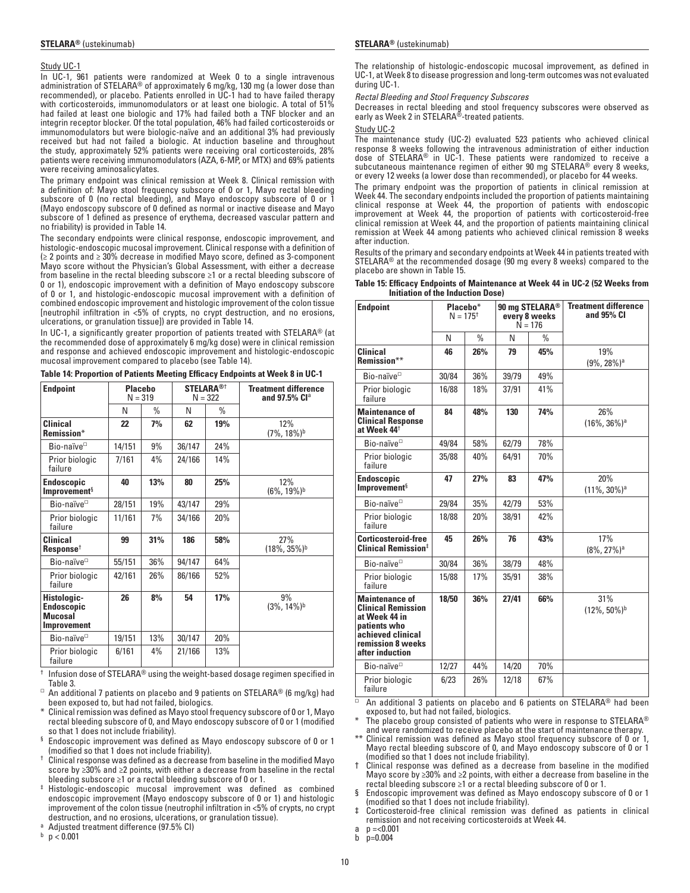Study UC-1

In UC-1, 961 patients were randomized at Week 0 to a single intravenous administration of STELARA® of approximately 6 mg/kg, 130 mg (a lower dose than recommended), or placebo. Patients enrolled in UC-1 had to have failed therapy with corticosteroids, immunomodulators or at least one biologic. A total of 51% had failed at least one biologic and 17% had failed both a TNF blocker and an integrin receptor blocker. Of the total population, 46% had failed corticosteroids or immunomodulators but were biologic-naïve and an additional 3% had previously received but had not failed a biologic. At induction baseline and throughout the study, approximately 52% patients were receiving oral corticosteroids, 28% patients were receiving immunomodulators (AZA, 6-MP, or MTX) and 69% patients were receiving aminosalicylates.

The primary endpoint was clinical remission at Week 8. Clinical remission with a definition of: Mayo stool frequency subscore of 0 or 1, Mayo rectal bleeding subscore of 0 (no rectal bleeding), and Mayo endoscopy subscore of 0 or 1 (Mayo endoscopy subscore of 0 defined as normal or inactive disease and Mayo subscore of 1 defined as presence of erythema, decreased vascular pattern and no friability) is provided in Table 14.

The secondary endpoints were clinical response, endoscopic improvement, and histologic-endoscopic mucosal improvement. Clinical response with a definition of (≥ 2 points and ≥ 30% decrease in modified Mayo score, defined as 3-component Mayo score without the Physician's Global Assessment, with either a decrease from baseline in the rectal bleeding subscore ≥1 or a rectal bleeding subscore of 0 or 1), endoscopic improvement with a definition of Mayo endoscopy subscore of 0 or 1, and histologic-endoscopic mucosal improvement with a definition of combined endoscopic improvement and histologic improvement of the colon tissue [neutrophil infiltration in <5% of crypts, no crypt destruction, and no erosions, ulcerations, or granulation tissue]) are provided in Table 14.

In UC-1, a significantly greater proportion of patients treated with STELARA® (at the recommended dose of approximately 6 mg/kg dose) were in clinical remission and response and achieved endoscopic improvement and histologic-endoscopic mucosal improvement compared to placebo (see Table 14).

**Table 14: Proportion of Patients Meeting Efficacy Endpoints at Week 8 in UC-1**

| Endpoint | Placebo N = 319 | | STELARA®† N = 322 | | Treatment difference and 97.5% CI[a] |
|---|---|---|---|---|---|
| | N | % | N | % | |
| **Clinical Remission*** | **22** | **7%** | **62** | **19%** | 12% (7%, 18%)[b] |
| Bio-naïve□ | 14/151 | 9% | 36/147 | 24% | |
| Prior biologic failure | 7/161 | 4% | 24/166 | 14% | |
| **Endoscopic Improvement§** | **40** | **13%** | **80** | **25%** | 12% (6%, 19%)[b] |
| Bio-naïve□ | 28/151 | 19% | 43/147 | 29% | |
| Prior biologic failure | 11/161 | 7% | 34/166 | 20% | |
| **Clinical Response†** | **99** | **31%** | **186** | **58%** | 27% (18%, 35%)[b] |
| Bio-naïve□ | 55/151 | 36% | 94/147 | 64% | |
| Prior biologic failure | 42/161 | 26% | 86/166 | 52% | |
| **Histologic-Endoscopic Mucosal Improvement** | **26** | **8%** | **54** | **17%** | 9% (3%, 14%)[b] |
| Bio-naïve□ | 19/151 | 13% | 30/147 | 20% | |
| Prior biologic failure | 6/161 | 4% | 21/166 | 13% | |

† Infusion dose of STELARA® using the weight-based dosage regimen specified in Table 3.

□ An additional 7 patients on placebo and 9 patients on STELARA® (6 mg/kg) had been exposed to, but had not failed, biologics.

\* Clinical remission was defined as Mayo stool frequency subscore of 0 or 1, Mayo rectal bleeding subscore of 0, and Mayo endoscopy subscore of 0 or 1 (modified so that 1 does not include friability).

§ Endoscopic improvement was defined as Mayo endoscopy subscore of 0 or 1 (modified so that 1 does not include friability).

† Clinical response was defined as a decrease from baseline in the modified Mayo score by ≥30% and ≥2 points, with either a decrease from baseline in the rectal bleeding subscore ≥1 or a rectal bleeding subscore of 0 or 1.

‡ Histologic-endoscopic mucosal improvement was defined as combined endoscopic improvement (Mayo endoscopy subscore of 0 or 1) and histologic improvement of the colon tissue (neutrophil infiltration in <5% of crypts, no crypt destruction, and no erosions, ulcerations, or granulation tissue).

a Adjusted treatment difference (97.5% CI)

b $p < 0.001$

The relationship of histologic-endoscopic mucosal improvement, as defined in UC-1, at Week 8 to disease progression and long-term outcomes was not evaluated during UC-1.

*Rectal Bleeding and Stool Frequency Subscores*

Decreases in rectal bleeding and stool frequency subscores were observed as early as Week 2 in STELARA®-treated patients.

Study UC-2

The maintenance study (UC-2) evaluated 523 patients who achieved clinical response 8 weeks following the intravenous administration of either induction dose of STELARA® in UC-1. These patients were randomized to receive a subcutaneous maintenance regimen of either 90 mg STELARA® every 8 weeks, or every 12 weeks (a lower dose than recommended), or placebo for 44 weeks.

The primary endpoint was the proportion of patients in clinical remission at Week 44. The secondary endpoints included the proportion of patients maintaining clinical response at Week 44, the proportion of patients with endoscopic improvement at Week 44, the proportion of patients with corticosteroid-free clinical remission at Week 44, and the proportion of patients maintaining clinical remission at Week 44 among patients who achieved clinical remission 8 weeks after induction.

Results of the primary and secondary endpoints at Week 44 in patients treated with STELARA® at the recommended dosage (90 mg every 8 weeks) compared to the placebo are shown in Table 15.

**Table 15: Efficacy Endpoints of Maintenance at Week 44 in UC-2 (52 Weeks from Initiation of the Induction Dose)**

| Endpoint | Placebo* N = 175† | | 90 mg STELARA® every 8 weeks N = 176 | | Treatment difference and 95% CI |
|---|---|---|---|---|---|
| | N | % | N | % | |
| **Clinical Remission**** | **46** | **26%** | **79** | **45%** | 19% (9%, 28%)[a] |
| Bio-naïve□ | 30/84 | 36% | 39/79 | 49% | |
| Prior biologic failure | 16/88 | 18% | 37/91 | 41% | |
| **Maintenance of Clinical Response at Week 44†** | **84** | **48%** | **130** | **74%** | 26% (16%, 36%)[a] |
| Bio-naïve□ | 49/84 | 58% | 62/79 | 78% | |
| Prior biologic failure | 35/88 | 40% | 64/91 | 70% | |
| **Endoscopic Improvement§** | **47** | **27%** | **83** | **47%** | 20% (11%, 30%)[a] |
| Bio-naïve□ | 29/84 | 35% | 42/79 | 53% | |
| Prior biologic failure | 18/88 | 20% | 38/91 | 42% | |
| **Corticosteroid-free Clinical Remission‡** | **45** | **26%** | **76** | **43%** | 17% (8%, 27%)[a] |
| Bio-naïve□ | 30/84 | 36% | 38/79 | 48% | |
| Prior biologic failure | 15/88 | 17% | 35/91 | 38% | |
| **Maintenance of Clinical Remission at Week 44 in patients who achieved clinical remission 8 weeks after induction** | **18/50** | **36%** | **27/41** | **66%** | 31% (12%, 50%)[b] |
| Bio-naïve□ | 12/27 | 44% | 14/20 | 70% | |
| Prior biologic failure | 6/23 | 26% | 12/18 | 67% | |

□ An additional 3 patients on placebo and 6 patients on STELARA® had been exposed to, but had not failed, biologics.

\* The placebo group consisted of patients who were in response to STELARA® and were randomized to receive placebo at the start of maintenance therapy.

\** Clinical remission was defined as Mayo stool frequency subscore of 0 or 1, Mayo rectal bleeding subscore of 0, and Mayo endoscopy subscore of 0 or 1 (modified so that 1 does not include friability).

† Clinical response was defined as a decrease from baseline in the modified Mayo score by ≥30% and ≥2 points, with either a decrease from baseline in the rectal bleeding subscore ≥1 or a rectal bleeding subscore of 0 or 1.

§ Endoscopic improvement was defined as Mayo endoscopy subscore of 0 or 1 (modified so that 1 does not include friability).

‡ Corticosteroid-free clinical remission was defined as patients in clinical remission and not receiving corticosteroids at Week 44.

a $p =< 0.001$

b $p = 0.004$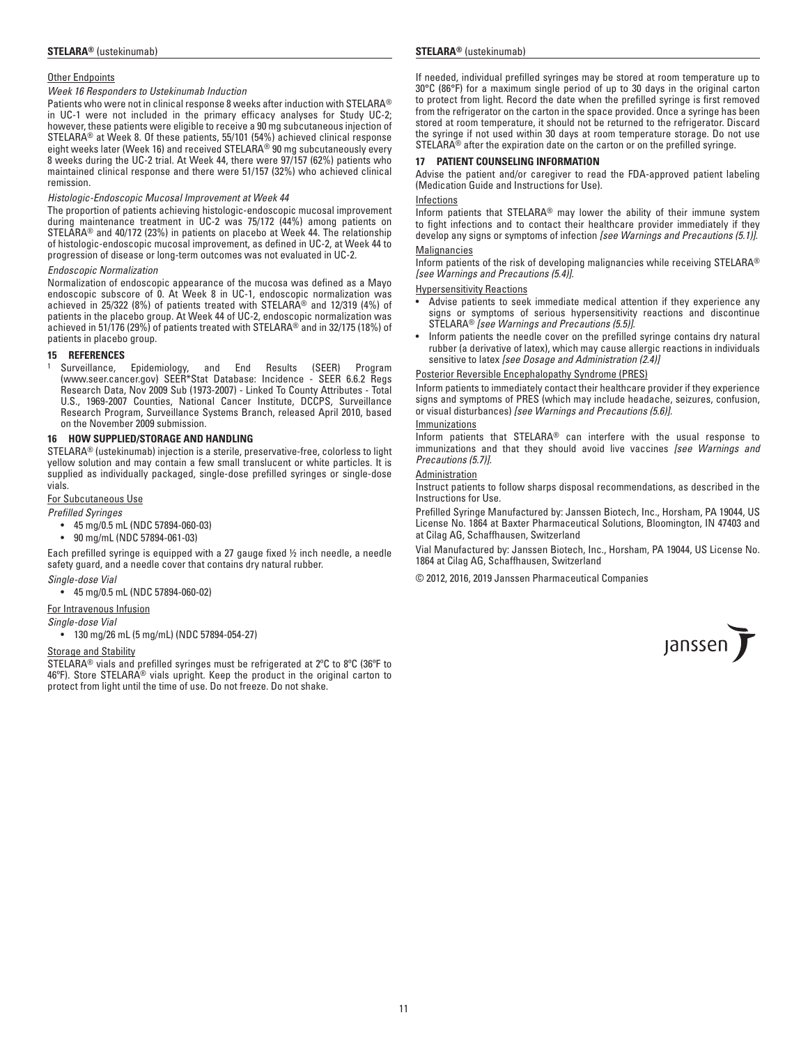Other Endpoints

*Week 16 Responders to Ustekinumab Induction*

Patients who were not in clinical response 8 weeks after induction with STELARA® in UC-1 were not included in the primary efficacy analyses for Study UC-2; however, these patients were eligible to receive a 90 mg subcutaneous injection of STELARA® at Week 8. Of these patients, 55/101 (54%) achieved clinical response eight weeks later (Week 16) and received STELARA® 90 mg subcutaneously every 8 weeks during the UC-2 trial. At Week 44, there were 97/157 (62%) patients who maintained clinical response and there were 51/157 (32%) who achieved clinical remission.

*Histologic-Endoscopic Mucosal Improvement at Week 44*

The proportion of patients achieving histologic-endoscopic mucosal improvement during maintenance treatment in UC-2 was 75/172 (44%) among patients on STELARA® and 40/172 (23%) in patients on placebo at Week 44. The relationship of histologic-endoscopic mucosal improvement, as defined in UC-2, at Week 44 to progression of disease or long-term outcomes was not evaluated in UC-2.

*Endoscopic Normalization*

Normalization of endoscopic appearance of the mucosa was defined as a Mayo endoscopic subscore of 0. At Week 8 in UC-1, endoscopic normalization was achieved in 25/322 (8%) of patients treated with STELARA® and 12/319 (4%) of patients in the placebo group. At Week 44 of UC-2, endoscopic normalization was achieved in 51/176 (29%) of patients treated with STELARA® and in 32/175 (18%) of patients in placebo group.

## 15 REFERENCES

[1] Surveillance, Epidemiology, and End Results (SEER) Program (www.seer.cancer.gov) SEER*Stat Database: Incidence - SEER 6.6.2 Regs Research Data, Nov 2009 Sub (1973-2007) - Linked To County Attributes - Total U.S., 1969-2007 Counties, National Cancer Institute, DCCPS, Surveillance Research Program, Surveillance Systems Branch, released April 2010, based on the November 2009 submission.

## 16 HOW SUPPLIED/STORAGE AND HANDLING

STELARA® (ustekinumab) injection is a sterile, preservative-free, colorless to light yellow solution and may contain a few small translucent or white particles. It is supplied as individually packaged, single-dose prefilled syringes or single-dose vials.

For Subcutaneous Use

*Prefilled Syringes*

- 45 mg/0.5 mL (NDC 57894-060-03)
- 90 mg/mL (NDC 57894-061-03)

Each prefilled syringe is equipped with a 27 gauge fixed ½ inch needle, a needle safety guard, and a needle cover that contains dry natural rubber.

*Single-dose Vial*

- 45 mg/0.5 mL (NDC 57894-060-02)

For Intravenous Infusion

*Single-dose Vial*

- 130 mg/26 mL (5 mg/mL) (NDC 57894-054-27)

Storage and Stability

STELARA® vials and prefilled syringes must be refrigerated at 2ºC to 8ºC (36ºF to 46ºF). Store STELARA® vials upright. Keep the product in the original carton to protect from light until the time of use. Do not freeze. Do not shake.

If needed, individual prefilled syringes may be stored at room temperature up to 30°C (86°F) for a maximum single period of up to 30 days in the original carton to protect from light. Record the date when the prefilled syringe is first removed from the refrigerator on the carton in the space provided. Once a syringe has been stored at room temperature, it should not be returned to the refrigerator. Discard the syringe if not used within 30 days at room temperature storage. Do not use STELARA® after the expiration date on the carton or on the prefilled syringe.

## 17 PATIENT COUNSELING INFORMATION

Advise the patient and/or caregiver to read the FDA-approved patient labeling (Medication Guide and Instructions for Use).

Infections

Inform patients that STELARA® may lower the ability of their immune system to fight infections and to contact their healthcare provider immediately if they develop any signs or symptoms of infection *[see Warnings and Precautions (5.1)]*.

Malignancies

Inform patients of the risk of developing malignancies while receiving STELARA® *[see Warnings and Precautions (5.4)]*.

Hypersensitivity Reactions

- Advise patients to seek immediate medical attention if they experience any signs or symptoms of serious hypersensitivity reactions and discontinue STELARA® *[see Warnings and Precautions (5.5)]*.
- Inform patients the needle cover on the prefilled syringe contains dry natural rubber (a derivative of latex), which may cause allergic reactions in individuals sensitive to latex *[see Dosage and Administration (2.4)]*

Posterior Reversible Encephalopathy Syndrome (PRES)

Inform patients to immediately contact their healthcare provider if they experience signs and symptoms of PRES (which may include headache, seizures, confusion, or visual disturbances) *[see Warnings and Precautions (5.6)]*.

Immunizations

Inform patients that STELARA® can interfere with the usual response to immunizations and that they should avoid live vaccines *[see Warnings and Precautions (5.7)]*.

Administration

Instruct patients to follow sharps disposal recommendations, as described in the Instructions for Use.

Prefilled Syringe Manufactured by: Janssen Biotech, Inc., Horsham, PA 19044, US License No. 1864 at Baxter Pharmaceutical Solutions, Bloomington, IN 47403 and at Cilag AG, Schaffhausen, Switzerland

Vial Manufactured by: Janssen Biotech, Inc., Horsham, PA 19044, US License No. 1864 at Cilag AG, Schaffhausen, Switzerland

© 2012, 2016, 2019 Janssen Pharmaceutical Companies

janssen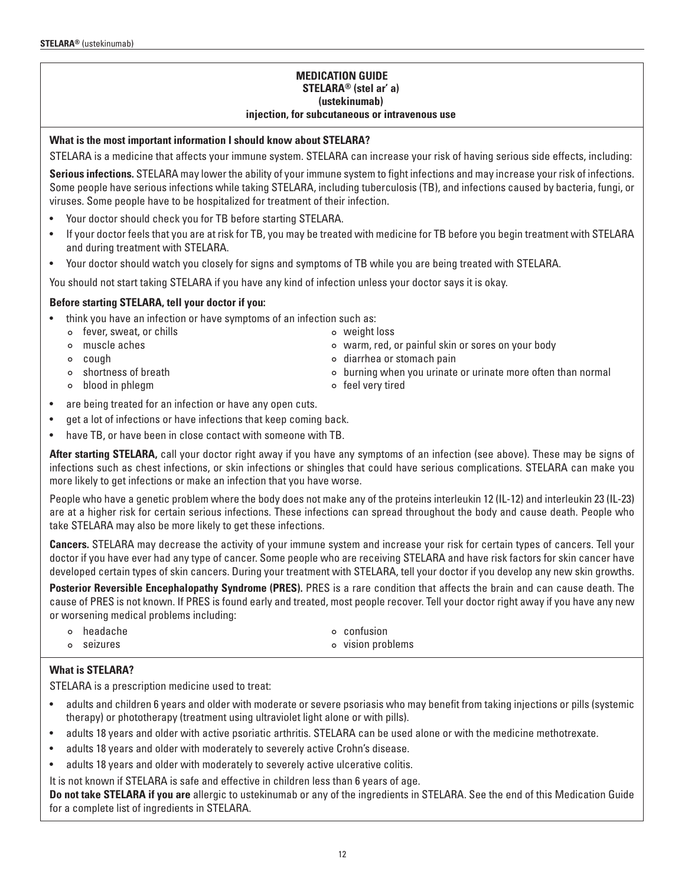**MEDICATION GUIDE**
**STELARA® (stel ar' a)**
**(ustekinumab)**
**injection, for subcutaneous or intravenous use**

### What is the most important information I should know about STELARA?

STELARA is a medicine that affects your immune system. STELARA can increase your risk of having serious side effects, including:

**Serious infections.** STELARA may lower the ability of your immune system to fight infections and may increase your risk of infections. Some people have serious infections while taking STELARA, including tuberculosis (TB), and infections caused by bacteria, fungi, or viruses. Some people have to be hospitalized for treatment of their infection.

- Your doctor should check you for TB before starting STELARA.
- If your doctor feels that you are at risk for TB, you may be treated with medicine for TB before you begin treatment with STELARA and during treatment with STELARA.
- Your doctor should watch you closely for signs and symptoms of TB while you are being treated with STELARA.

You should not start taking STELARA if you have any kind of infection unless your doctor says it is okay.

**Before starting STELARA, tell your doctor if you:**

- think you have an infection or have symptoms of an infection such as:
  - fever, sweat, or chills
  - muscle aches
  - cough
  - shortness of breath
  - blood in phlegm
  - weight loss
  - warm, red, or painful skin or sores on your body
  - diarrhea or stomach pain
  - burning when you urinate or urinate more often than normal
  - feel very tired
- are being treated for an infection or have any open cuts.
- get a lot of infections or have infections that keep coming back.
- have TB, or have been in close contact with someone with TB.

**After starting STELARA,** call your doctor right away if you have any symptoms of an infection (see above). These may be signs of infections such as chest infections, or skin infections or shingles that could have serious complications. STELARA can make you more likely to get infections or make an infection that you have worse.

People who have a genetic problem where the body does not make any of the proteins interleukin 12 (IL-12) and interleukin 23 (IL-23) are at a higher risk for certain serious infections. These infections can spread throughout the body and cause death. People who take STELARA may also be more likely to get these infections.

**Cancers.** STELARA may decrease the activity of your immune system and increase your risk for certain types of cancers. Tell your doctor if you have ever had any type of cancer. Some people who are receiving STELARA and have risk factors for skin cancer have developed certain types of skin cancers. During your treatment with STELARA, tell your doctor if you develop any new skin growths.

**Posterior Reversible Encephalopathy Syndrome (PRES).** PRES is a rare condition that affects the brain and can cause death. The cause of PRES is not known. If PRES is found early and treated, most people recover. Tell your doctor right away if you have any new or worsening medical problems including:

- headache
- seizures
- confusion
- vision problems

### What is STELARA?

STELARA is a prescription medicine used to treat:

- adults and children 6 years and older with moderate or severe psoriasis who may benefit from taking injections or pills (systemic therapy) or phototherapy (treatment using ultraviolet light alone or with pills).
- adults 18 years and older with active psoriatic arthritis. STELARA can be used alone or with the medicine methotrexate.
- adults 18 years and older with moderately to severely active Crohn's disease.
- adults 18 years and older with moderately to severely active ulcerative colitis.

It is not known if STELARA is safe and effective in children less than 6 years of age.

**Do not take STELARA if you are** allergic to ustekinumab or any of the ingredients in STELARA. See the end of this Medication Guide for a complete list of ingredients in STELARA.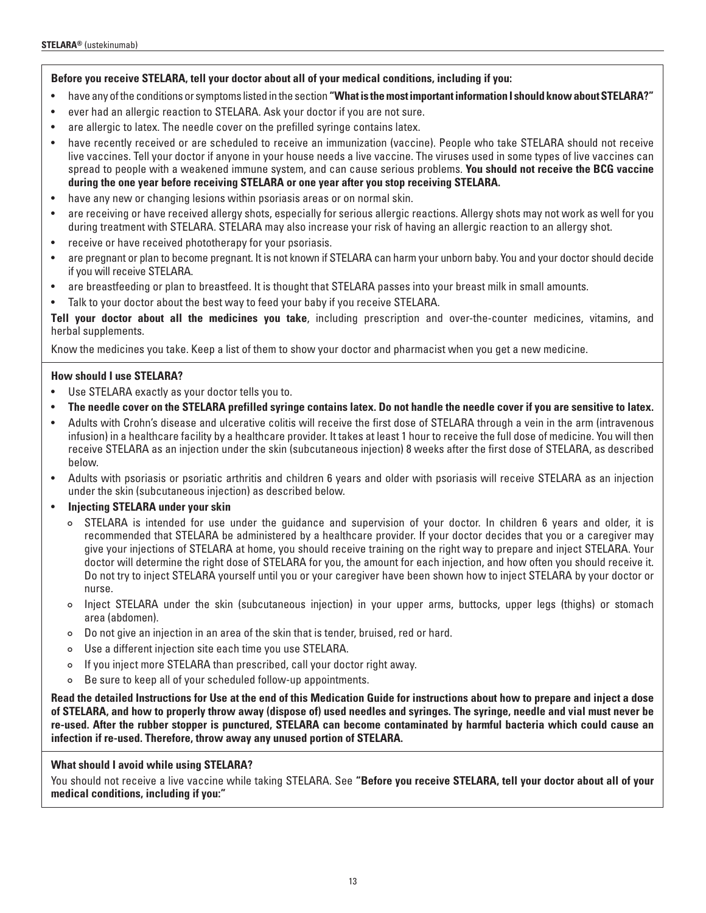**Before you receive STELARA, tell your doctor about all of your medical conditions, including if you:**

- have any of the conditions or symptoms listed in the section **"What is the most important information I should know about STELARA?"**
- ever had an allergic reaction to STELARA. Ask your doctor if you are not sure.
- are allergic to latex. The needle cover on the prefilled syringe contains latex.
- have recently received or are scheduled to receive an immunization (vaccine). People who take STELARA should not receive live vaccines. Tell your doctor if anyone in your house needs a live vaccine. The viruses used in some types of live vaccines can spread to people with a weakened immune system, and can cause serious problems. **You should not receive the BCG vaccine during the one year before receiving STELARA or one year after you stop receiving STELARA.**
- have any new or changing lesions within psoriasis areas or on normal skin.
- are receiving or have received allergy shots, especially for serious allergic reactions. Allergy shots may not work as well for you during treatment with STELARA. STELARA may also increase your risk of having an allergic reaction to an allergy shot.
- receive or have received phototherapy for your psoriasis.
- are pregnant or plan to become pregnant. It is not known if STELARA can harm your unborn baby. You and your doctor should decide if you will receive STELARA.
- are breastfeeding or plan to breastfeed. It is thought that STELARA passes into your breast milk in small amounts.
- Talk to your doctor about the best way to feed your baby if you receive STELARA.

**Tell your doctor about all the medicines you take**, including prescription and over-the-counter medicines, vitamins, and herbal supplements.

Know the medicines you take. Keep a list of them to show your doctor and pharmacist when you get a new medicine.

**How should I use STELARA?**

- Use STELARA exactly as your doctor tells you to.
- **The needle cover on the STELARA prefilled syringe contains latex. Do not handle the needle cover if you are sensitive to latex.**
- Adults with Crohn's disease and ulcerative colitis will receive the first dose of STELARA through a vein in the arm (intravenous infusion) in a healthcare facility by a healthcare provider. It takes at least 1 hour to receive the full dose of medicine. You will then receive STELARA as an injection under the skin (subcutaneous injection) 8 weeks after the first dose of STELARA, as described below.
- Adults with psoriasis or psoriatic arthritis and children 6 years and older with psoriasis will receive STELARA as an injection under the skin (subcutaneous injection) as described below.
- **Injecting STELARA under your skin**
  - STELARA is intended for use under the guidance and supervision of your doctor. In children 6 years and older, it is recommended that STELARA be administered by a healthcare provider. If your doctor decides that you or a caregiver may give your injections of STELARA at home, you should receive training on the right way to prepare and inject STELARA. Your doctor will determine the right dose of STELARA for you, the amount for each injection, and how often you should receive it. Do not try to inject STELARA yourself until you or your caregiver have been shown how to inject STELARA by your doctor or nurse.
  - Inject STELARA under the skin (subcutaneous injection) in your upper arms, buttocks, upper legs (thighs) or stomach area (abdomen).
  - Do not give an injection in an area of the skin that is tender, bruised, red or hard.
  - Use a different injection site each time you use STELARA.
  - If you inject more STELARA than prescribed, call your doctor right away.
  - Be sure to keep all of your scheduled follow-up appointments.

**Read the detailed Instructions for Use at the end of this Medication Guide for instructions about how to prepare and inject a dose of STELARA, and how to properly throw away (dispose of) used needles and syringes. The syringe, needle and vial must never be re-used. After the rubber stopper is punctured, STELARA can become contaminated by harmful bacteria which could cause an infection if re-used. Therefore, throw away any unused portion of STELARA.**

**What should I avoid while using STELARA?**

You should not receive a live vaccine while taking STELARA. See **"Before you receive STELARA, tell your doctor about all of your medical conditions, including if you:"**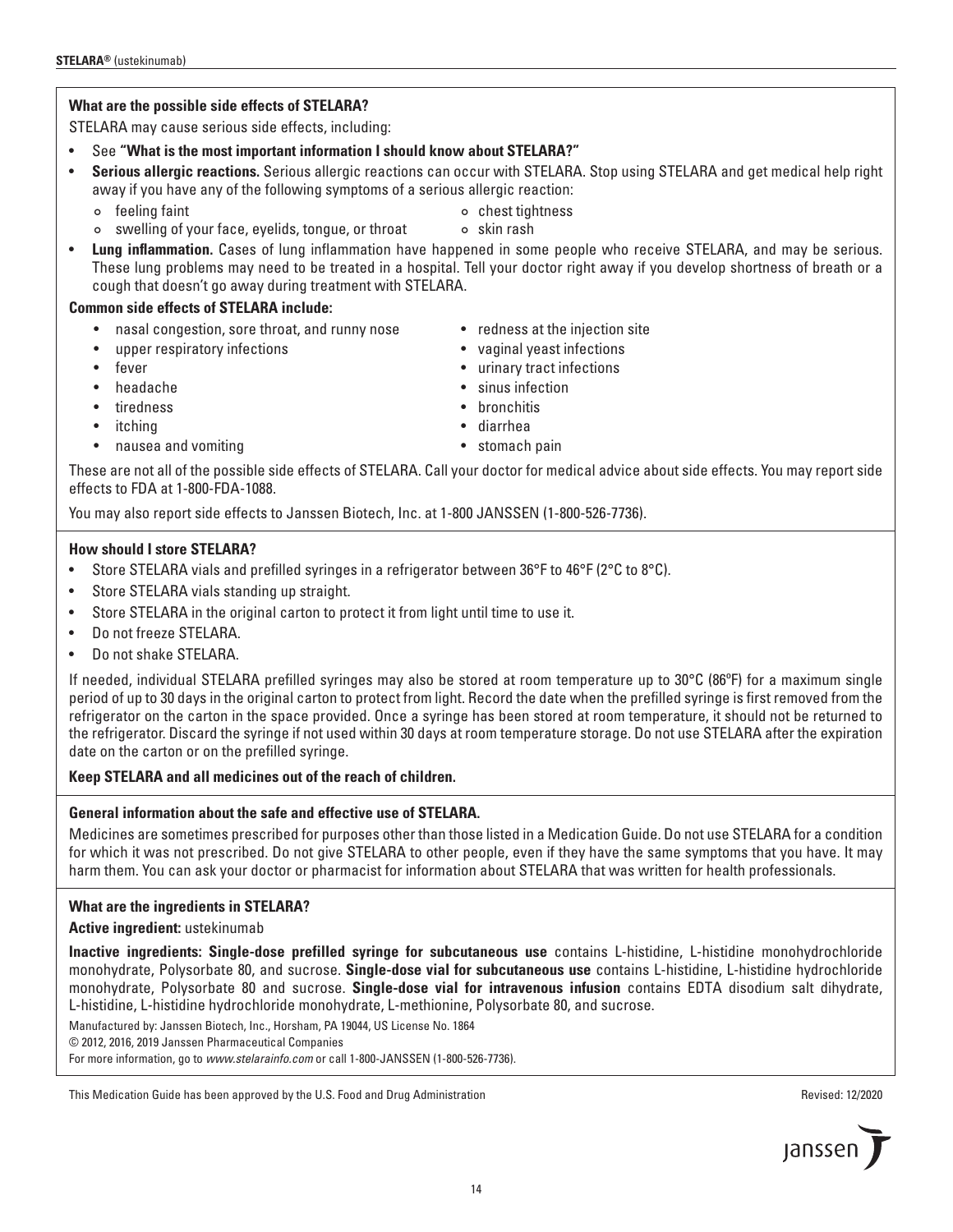### What are the possible side effects of STELARA?

STELARA may cause serious side effects, including:

- See **"What is the most important information I should know about STELARA?"**
- **Serious allergic reactions.** Serious allergic reactions can occur with STELARA. Stop using STELARA and get medical help right away if you have any of the following symptoms of a serious allergic reaction:
  - feeling faint
  - swelling of your face, eyelids, tongue, or throat
  - chest tightness
  - skin rash
- **Lung inflammation.** Cases of lung inflammation have happened in some people who receive STELARA, and may be serious. These lung problems may need to be treated in a hospital. Tell your doctor right away if you develop shortness of breath or a cough that doesn't go away during treatment with STELARA.

**Common side effects of STELARA include:**

- nasal congestion, sore throat, and runny nose
- upper respiratory infections
- fever
- headache
- tiredness
- itching
- nausea and vomiting
- redness at the injection site
- vaginal yeast infections
- urinary tract infections
- sinus infection
- bronchitis
- diarrhea
- stomach pain

These are not all of the possible side effects of STELARA. Call your doctor for medical advice about side effects. You may report side effects to FDA at 1-800-FDA-1088.

You may also report side effects to Janssen Biotech, Inc. at 1-800 JANSSEN (1-800-526-7736).

### How should I store STELARA?

- Store STELARA vials and prefilled syringes in a refrigerator between 36°F to 46°F (2°C to 8°C).
- Store STELARA vials standing up straight.
- Store STELARA in the original carton to protect it from light until time to use it.
- Do not freeze STELARA.
- Do not shake STELARA.

If needed, individual STELARA prefilled syringes may also be stored at room temperature up to 30°C (86ºF) for a maximum single period of up to 30 days in the original carton to protect from light. Record the date when the prefilled syringe is first removed from the refrigerator on the carton in the space provided. Once a syringe has been stored at room temperature, it should not be returned to the refrigerator. Discard the syringe if not used within 30 days at room temperature storage. Do not use STELARA after the expiration date on the carton or on the prefilled syringe.

**Keep STELARA and all medicines out of the reach of children.**

### General information about the safe and effective use of STELARA.

Medicines are sometimes prescribed for purposes other than those listed in a Medication Guide. Do not use STELARA for a condition for which it was not prescribed. Do not give STELARA to other people, even if they have the same symptoms that you have. It may harm them. You can ask your doctor or pharmacist for information about STELARA that was written for health professionals.

### What are the ingredients in STELARA?

**Active ingredient:** ustekinumab

**Inactive ingredients: Single-dose prefilled syringe for subcutaneous use** contains L-histidine, L-histidine monohydrochloride monohydrate, Polysorbate 80, and sucrose. **Single-dose vial for subcutaneous use** contains L-histidine, L-histidine hydrochloride monohydrate, Polysorbate 80 and sucrose. **Single-dose vial for intravenous infusion** contains EDTA disodium salt dihydrate, L-histidine, L-histidine hydrochloride monohydrate, L-methionine, Polysorbate 80, and sucrose.

Manufactured by: Janssen Biotech, Inc., Horsham, PA 19044, US License No. 1864
© 2012, 2016, 2019 Janssen Pharmaceutical Companies
For more information, go to *www.stelarainfo.com* or call 1-800-JANSSEN (1-800-526-7736).

This Medication Guide has been approved by the U.S. Food and Drug Administration

Revised: 12/2020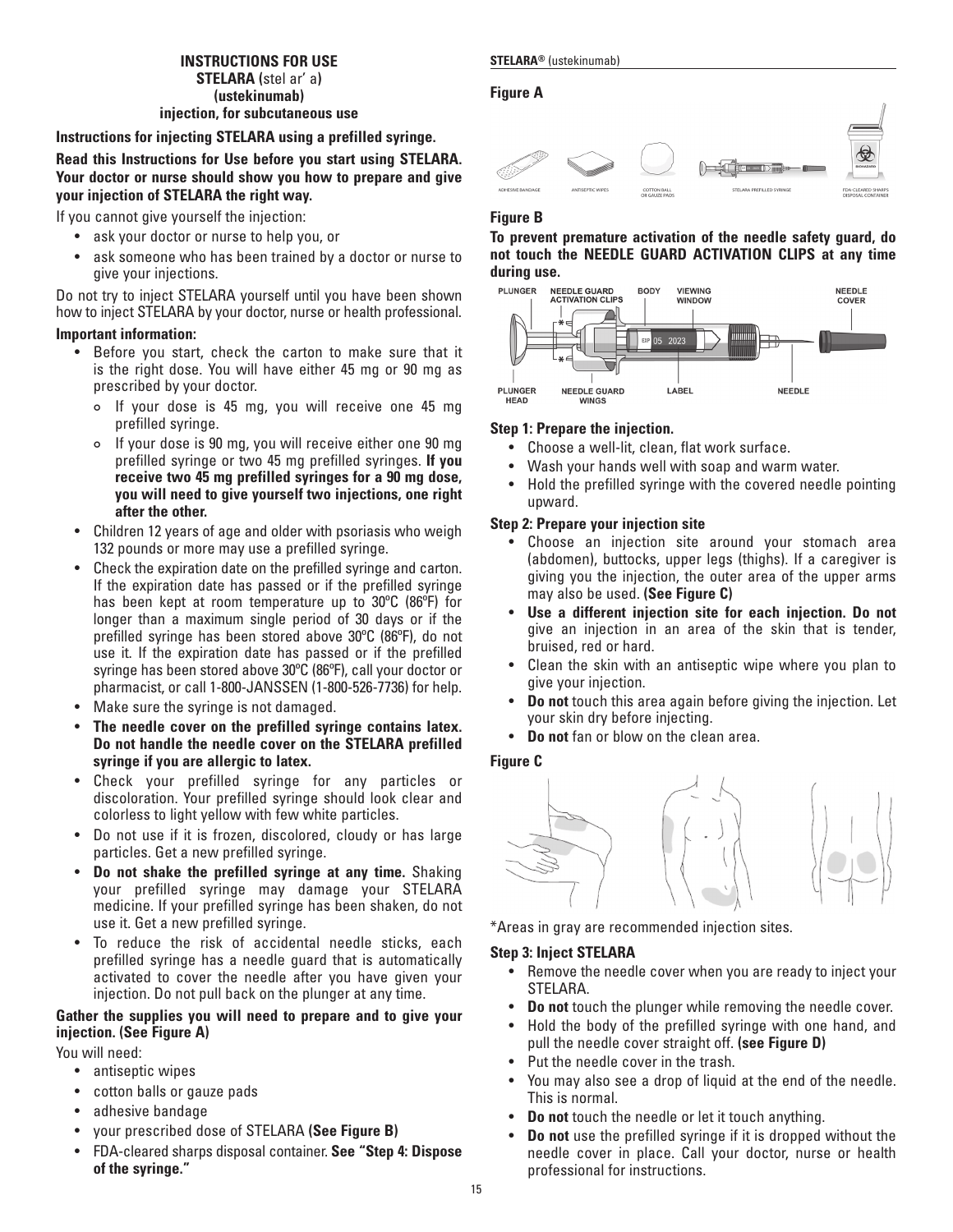# INSTRUCTIONS FOR USE

**STELARA (stel ar' a)**
**(ustekinumab)**
**injection, for subcutaneous use**

**Instructions for injecting STELARA using a prefilled syringe.**

**Read this Instructions for Use before you start using STELARA. Your doctor or nurse should show you how to prepare and give your injection of STELARA the right way.**

If you cannot give yourself the injection:

- ask your doctor or nurse to help you, or
- ask someone who has been trained by a doctor or nurse to give your injections.

Do not try to inject STELARA yourself until you have been shown how to inject STELARA by your doctor, nurse or health professional.

**Important information:**

- Before you start, check the carton to make sure that it is the right dose. You will have either 45 mg or 90 mg as prescribed by your doctor.
  - If your dose is 45 mg, you will receive one 45 mg prefilled syringe.
  - If your dose is 90 mg, you will receive either one 90 mg prefilled syringe or two 45 mg prefilled syringes. **If you receive two 45 mg prefilled syringes for a 90 mg dose, you will need to give yourself two injections, one right after the other.**
- Children 12 years of age and older with psoriasis who weigh 132 pounds or more may use a prefilled syringe.
- Check the expiration date on the prefilled syringe and carton. If the expiration date has passed or if the prefilled syringe has been kept at room temperature up to 30ºC (86ºF) for longer than a maximum single period of 30 days or if the prefilled syringe has been stored above 30ºC (86ºF), do not use it. If the expiration date has passed or if the prefilled syringe has been stored above 30ºC (86ºF), call your doctor or pharmacist, or call 1-800-JANSSEN (1-800-526-7736) for help.
- Make sure the syringe is not damaged.
- **The needle cover on the prefilled syringe contains latex. Do not handle the needle cover on the STELARA prefilled syringe if you are allergic to latex.**
- Check your prefilled syringe for any particles or discoloration. Your prefilled syringe should look clear and colorless to light yellow with few white particles.
- Do not use if it is frozen, discolored, cloudy or has large particles. Get a new prefilled syringe.
- **Do not shake the prefilled syringe at any time.** Shaking your prefilled syringe may damage your STELARA medicine. If your prefilled syringe has been shaken, do not use it. Get a new prefilled syringe.
- To reduce the risk of accidental needle sticks, each prefilled syringe has a needle guard that is automatically activated to cover the needle after you have given your injection. Do not pull back on the plunger at any time.

**Gather the supplies you will need to prepare and to give your injection. (See Figure A)**

You will need:

- antiseptic wipes
- cotton balls or gauze pads
- adhesive bandage
- your prescribed dose of STELARA **(See Figure B)**
- FDA-cleared sharps disposal container. **See "Step 4: Dispose of the syringe."**

**Figure A**

ADHESIVE BANDAGE   ANTISEPTIC WIPES   COTTON BALL OR GAUZE PADS   STELARA PREFILLED SYRINGE   FDA-CLEARED SHARPS DISPOSAL CONTAINER

**Figure B**

**To prevent premature activation of the needle safety guard, do not touch the NEEDLE GUARD ACTIVATION CLIPS at any time during use.**

PLUNGER   NEEDLE GUARD ACTIVATION CLIPS   BODY   VIEWING WINDOW   NEEDLE COVER   PLUNGER HEAD   NEEDLE GUARD WINGS   LABEL   NEEDLE

### Step 1: Prepare the injection.

- Choose a well-lit, clean, flat work surface.
- Wash your hands well with soap and warm water.
- Hold the prefilled syringe with the covered needle pointing upward.

### Step 2: Prepare your injection site

- Choose an injection site around your stomach area (abdomen), buttocks, upper legs (thighs). If a caregiver is giving you the injection, the outer area of the upper arms may also be used. **(See Figure C)**
- **Use a different injection site for each injection. Do not** give an injection in an area of the skin that is tender, bruised, red or hard.
- Clean the skin with an antiseptic wipe where you plan to give your injection.
- **Do not** touch this area again before giving the injection. Let your skin dry before injecting.
- **Do not** fan or blow on the clean area.

**Figure C**

*Areas in gray are recommended injection sites.

### Step 3: Inject STELARA

- Remove the needle cover when you are ready to inject your STELARA.
- **Do not** touch the plunger while removing the needle cover.
- Hold the body of the prefilled syringe with one hand, and pull the needle cover straight off. **(see Figure D)**
- Put the needle cover in the trash.
- You may also see a drop of liquid at the end of the needle. This is normal.
- **Do not** touch the needle or let it touch anything.
- **Do not** use the prefilled syringe if it is dropped without the needle cover in place. Call your doctor, nurse or health professional for instructions.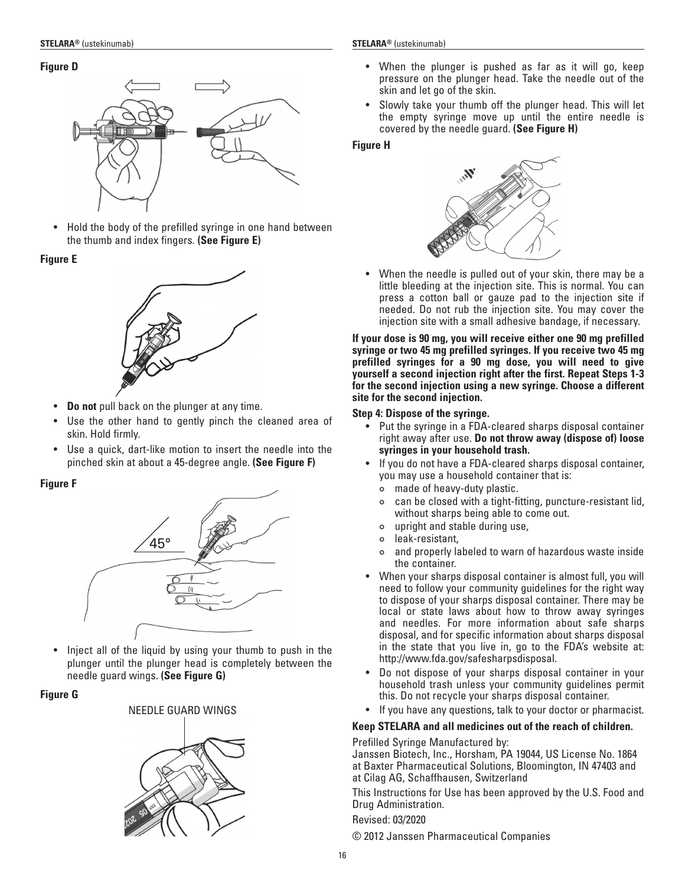**Figure D**

- Hold the body of the prefilled syringe in one hand between the thumb and index fingers. **(See Figure E)**

**Figure E**

- **Do not** pull back on the plunger at any time.
- Use the other hand to gently pinch the cleaned area of skin. Hold firmly.
- Use a quick, dart-like motion to insert the needle into the pinched skin at about a 45-degree angle. **(See Figure F)**

**Figure F**

- Inject all of the liquid by using your thumb to push in the plunger until the plunger head is completely between the needle guard wings. **(See Figure G)**

**Figure G**

- When the plunger is pushed as far as it will go, keep pressure on the plunger head. Take the needle out of the skin and let go of the skin.
- Slowly take your thumb off the plunger head. This will let the empty syringe move up until the entire needle is covered by the needle guard. **(See Figure H)**

**Figure H**

- When the needle is pulled out of your skin, there may be a little bleeding at the injection site. This is normal. You can press a cotton ball or gauze pad to the injection site if needed. Do not rub the injection site. You may cover the injection site with a small adhesive bandage, if necessary.

**If your dose is 90 mg, you will receive either one 90 mg prefilled syringe or two 45 mg prefilled syringes. If you receive two 45 mg prefilled syringes for a 90 mg dose, you will need to give yourself a second injection right after the first. Repeat Steps 1-3 for the second injection using a new syringe. Choose a different site for the second injection.**

**Step 4: Dispose of the syringe.**

- Put the syringe in a FDA-cleared sharps disposal container right away after use. **Do not throw away (dispose of) loose syringes in your household trash.**
- If you do not have a FDA-cleared sharps disposal container, you may use a household container that is:
  - made of heavy-duty plastic.
  - can be closed with a tight-fitting, puncture-resistant lid, without sharps being able to come out.
  - upright and stable during use,
  - leak-resistant,
  - and properly labeled to warn of hazardous waste inside the container.
- When your sharps disposal container is almost full, you will need to follow your community guidelines for the right way to dispose of your sharps disposal container. There may be local or state laws about how to throw away syringes and needles. For more information about safe sharps disposal, and for specific information about sharps disposal in the state that you live in, go to the FDA's website at: http://www.fda.gov/safesharpsdisposal.
- Do not dispose of your sharps disposal container in your household trash unless your community guidelines permit this. Do not recycle your sharps disposal container.
- If you have any questions, talk to your doctor or pharmacist.

**Keep STELARA and all medicines out of the reach of children.**

Prefilled Syringe Manufactured by:
Janssen Biotech, Inc., Horsham, PA 19044, US License No. 1864 at Baxter Pharmaceutical Solutions, Bloomington, IN 47403 and at Cilag AG, Schaffhausen, Switzerland

This Instructions for Use has been approved by the U.S. Food and Drug Administration.

Revised: 03/2020

© 2012 Janssen Pharmaceutical Companies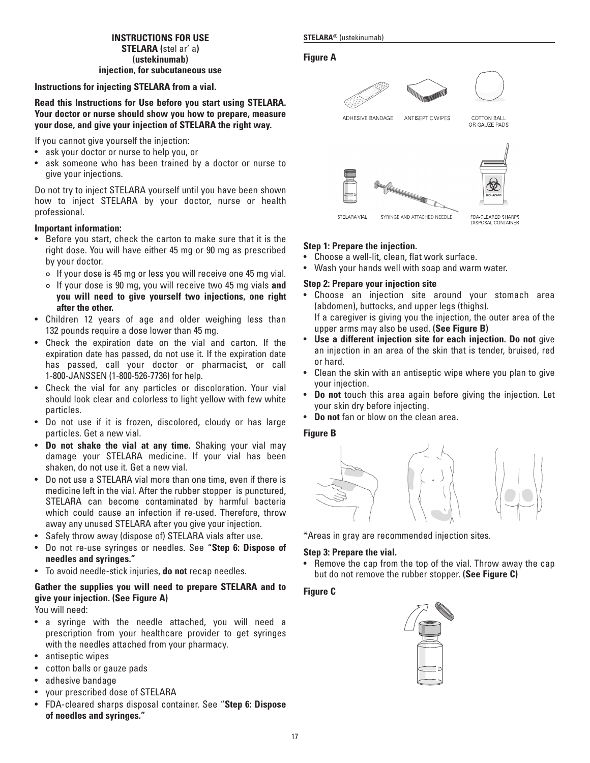**INSTRUCTIONS FOR USE**
**STELARA (stel ar' a)**
**(ustekinumab)**
**injection, for subcutaneous use**

**Instructions for injecting STELARA from a vial.**

**Read this Instructions for Use before you start using STELARA. Your doctor or nurse should show you how to prepare, measure your dose, and give your injection of STELARA the right way.**

If you cannot give yourself the injection:

- ask your doctor or nurse to help you, or
- ask someone who has been trained by a doctor or nurse to give your injections.

Do not try to inject STELARA yourself until you have been shown how to inject STELARA by your doctor, nurse or health professional.

**Important information:**

- Before you start, check the carton to make sure that it is the right dose. You will have either 45 mg or 90 mg as prescribed by your doctor.
  - If your dose is 45 mg or less you will receive one 45 mg vial.
  - If your dose is 90 mg, you will receive two 45 mg vials **and you will need to give yourself two injections, one right after the other.**
- Children 12 years of age and older weighing less than 132 pounds require a dose lower than 45 mg.
- Check the expiration date on the vial and carton. If the expiration date has passed, do not use it. If the expiration date has passed, call your doctor or pharmacist, or call 1-800-JANSSEN (1-800-526-7736) for help.
- Check the vial for any particles or discoloration. Your vial should look clear and colorless to light yellow with few white particles.
- Do not use if it is frozen, discolored, cloudy or has large particles. Get a new vial.
- **Do not shake the vial at any time.** Shaking your vial may damage your STELARA medicine. If your vial has been shaken, do not use it. Get a new vial.
- Do not use a STELARA vial more than one time, even if there is medicine left in the vial. After the rubber stopper is punctured, STELARA can become contaminated by harmful bacteria which could cause an infection if re-used. Therefore, throw away any unused STELARA after you give your injection.
- Safely throw away (dispose of) STELARA vials after use.
- Do not re-use syringes or needles. See "**Step 6: Dispose of needles and syringes.**"
- To avoid needle-stick injuries, **do not** recap needles.

**Gather the supplies you will need to prepare STELARA and to give your injection. (See Figure A)**

You will need:

- a syringe with the needle attached, you will need a prescription from your healthcare provider to get syringes with the needles attached from your pharmacy.
- antiseptic wipes
- cotton balls or gauze pads
- adhesive bandage
- your prescribed dose of STELARA
- FDA-cleared sharps disposal container. See "**Step 6: Dispose of needles and syringes.**"

**Figure A**

ADHESIVE BANDAGE ANTISEPTIC WIPES COTTON BALL OR GAUZE PADS

STELARA VIAL SYRINGE AND ATTACHED NEEDLE FDA-CLEARED SHARPS DISPOSAL CONTAINER

**Step 1: Prepare the injection.**

- Choose a well-lit, clean, flat work surface.
- Wash your hands well with soap and warm water.

**Step 2: Prepare your injection site**

- Choose an injection site around your stomach area (abdomen), buttocks, and upper legs (thighs).
  If a caregiver is giving you the injection, the outer area of the upper arms may also be used. **(See Figure B)**
- **Use a different injection site for each injection. Do not** give an injection in an area of the skin that is tender, bruised, red or hard.
- Clean the skin with an antiseptic wipe where you plan to give your injection.
- **Do not** touch this area again before giving the injection. Let your skin dry before injecting.
- **Do not** fan or blow on the clean area.

**Figure B**

*Areas in gray are recommended injection sites.

**Step 3: Prepare the vial.**

- Remove the cap from the top of the vial. Throw away the cap but do not remove the rubber stopper. **(See Figure C)**

**Figure C**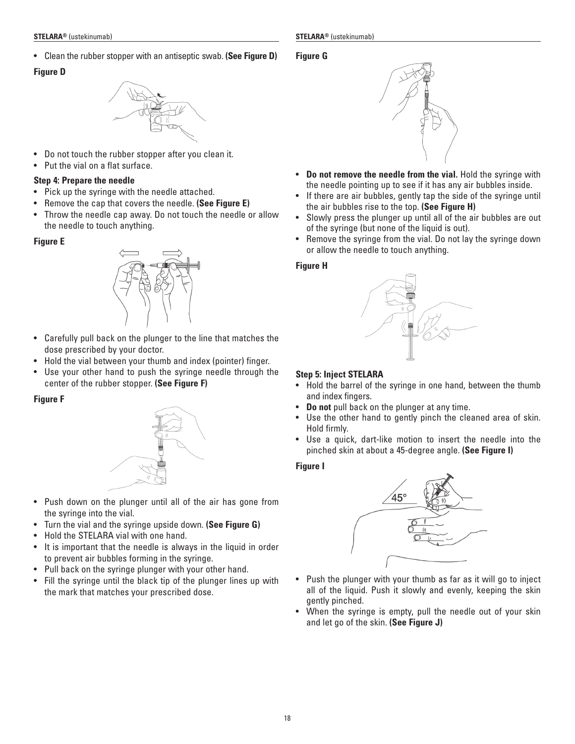- Clean the rubber stopper with an antiseptic swab. **(See Figure D)**

**Figure D**

- Do not touch the rubber stopper after you clean it.
- Put the vial on a flat surface.

**Step 4: Prepare the needle**

- Pick up the syringe with the needle attached.
- Remove the cap that covers the needle. **(See Figure E)**
- Throw the needle cap away. Do not touch the needle or allow the needle to touch anything.

**Figure E**

- Carefully pull back on the plunger to the line that matches the dose prescribed by your doctor.
- Hold the vial between your thumb and index (pointer) finger.
- Use your other hand to push the syringe needle through the center of the rubber stopper. **(See Figure F)**

**Figure F**

- Push down on the plunger until all of the air has gone from the syringe into the vial.
- Turn the vial and the syringe upside down. **(See Figure G)**
- Hold the STELARA vial with one hand.
- It is important that the needle is always in the liquid in order to prevent air bubbles forming in the syringe.
- Pull back on the syringe plunger with your other hand.
- Fill the syringe until the black tip of the plunger lines up with the mark that matches your prescribed dose.

**Figure G**

- **Do not remove the needle from the vial.** Hold the syringe with the needle pointing up to see if it has any air bubbles inside.
- If there are air bubbles, gently tap the side of the syringe until the air bubbles rise to the top. **(See Figure H)**
- Slowly press the plunger up until all of the air bubbles are out of the syringe (but none of the liquid is out).
- Remove the syringe from the vial. Do not lay the syringe down or allow the needle to touch anything.

**Figure H**

**Step 5: Inject STELARA**

- Hold the barrel of the syringe in one hand, between the thumb and index fingers.
- **Do not** pull back on the plunger at any time.
- Use the other hand to gently pinch the cleaned area of skin. Hold firmly.
- Use a quick, dart-like motion to insert the needle into the pinched skin at about a 45-degree angle. **(See Figure I)**

**Figure I**

- Push the plunger with your thumb as far as it will go to inject all of the liquid. Push it slowly and evenly, keeping the skin gently pinched.
- When the syringe is empty, pull the needle out of your skin and let go of the skin. **(See Figure J)**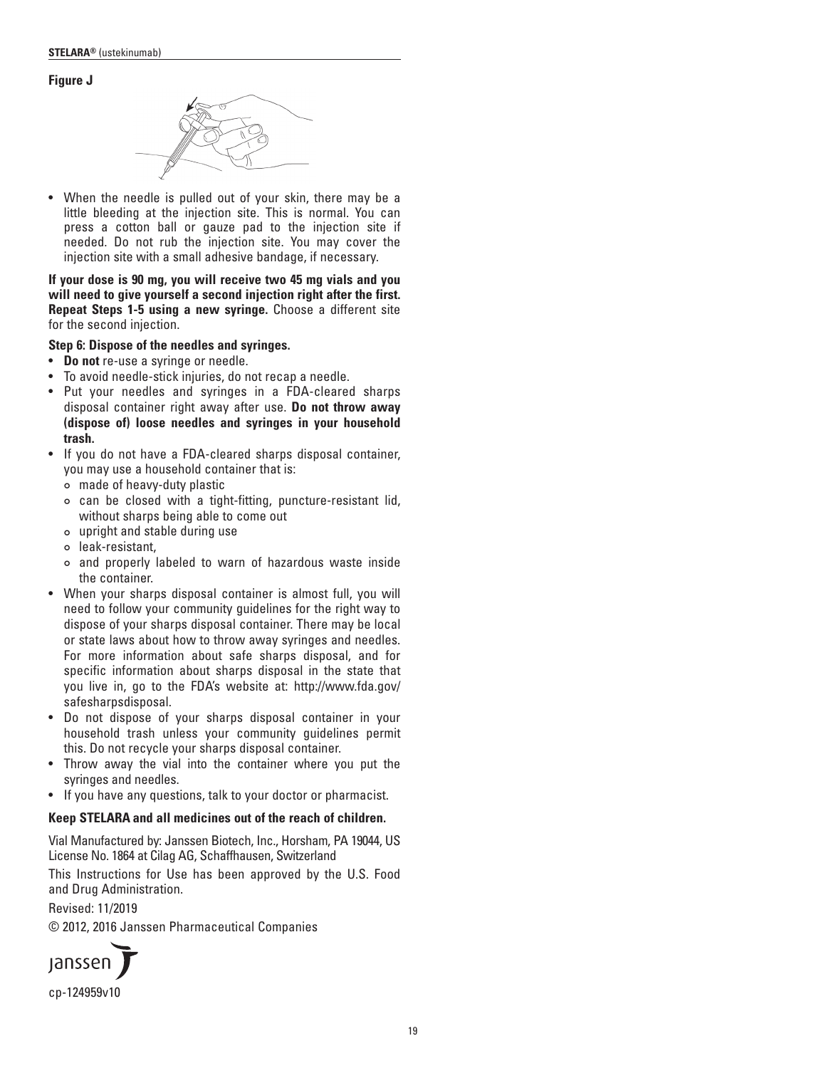**Figure J**

- When the needle is pulled out of your skin, there may be a little bleeding at the injection site. This is normal. You can press a cotton ball or gauze pad to the injection site if needed. Do not rub the injection site. You may cover the injection site with a small adhesive bandage, if necessary.

**If your dose is 90 mg, you will receive two 45 mg vials and you will need to give yourself a second injection right after the first. Repeat Steps 1-5 using a new syringe.** Choose a different site for the second injection.

**Step 6: Dispose of the needles and syringes.**

- **Do not** re-use a syringe or needle.
- To avoid needle-stick injuries, do not recap a needle.
- Put your needles and syringes in a FDA-cleared sharps disposal container right away after use. **Do not throw away (dispose of) loose needles and syringes in your household trash.**
- If you do not have a FDA-cleared sharps disposal container, you may use a household container that is:
  - made of heavy-duty plastic
  - can be closed with a tight-fitting, puncture-resistant lid, without sharps being able to come out
  - upright and stable during use
  - leak-resistant,
  - and properly labeled to warn of hazardous waste inside the container.
- When your sharps disposal container is almost full, you will need to follow your community guidelines for the right way to dispose of your sharps disposal container. There may be local or state laws about how to throw away syringes and needles. For more information about safe sharps disposal, and for specific information about sharps disposal in the state that you live in, go to the FDA's website at: http://www.fda.gov/safesharpsdisposal.
- Do not dispose of your sharps disposal container in your household trash unless your community guidelines permit this. Do not recycle your sharps disposal container.
- Throw away the vial into the container where you put the syringes and needles.
- If you have any questions, talk to your doctor or pharmacist.

**Keep STELARA and all medicines out of the reach of children.**

Vial Manufactured by: Janssen Biotech, Inc., Horsham, PA 19044, US License No. 1864 at Cilag AG, Schaffhausen, Switzerland

This Instructions for Use has been approved by the U.S. Food and Drug Administration.

Revised: 11/2019

© 2012, 2016 Janssen Pharmaceutical Companies

janssen

cp-124959v10